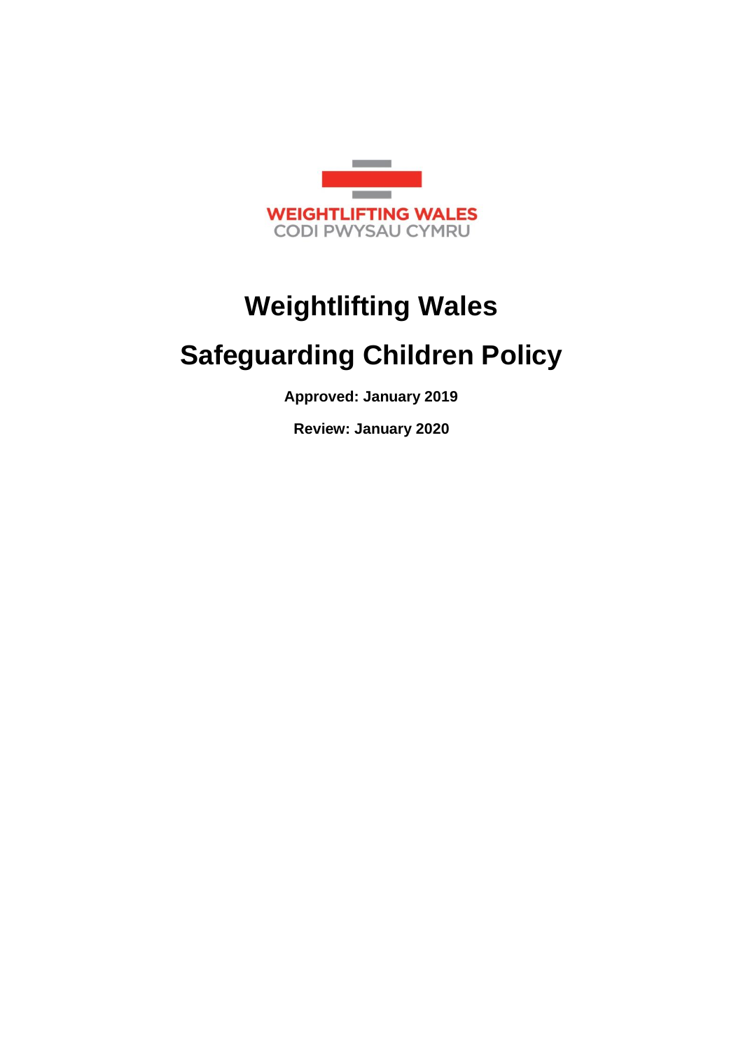WEIGHTLIFTING WALES
CODI PWYSAU CYMRU

# Weightlifting Wales

# Safeguarding Children Policy

**Approved: January 2019**

**Review: January 2020**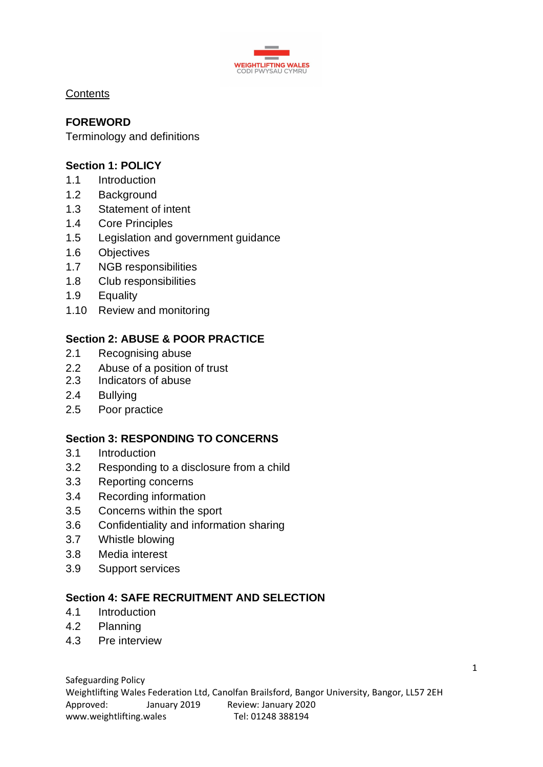WEIGHTLIFTING WALES
CODI PWYSAU CYMRU

Contents

**FOREWORD**

Terminology and definitions

**Section 1: POLICY**

1.1 Introduction
1.2 Background
1.3 Statement of intent
1.4 Core Principles
1.5 Legislation and government guidance
1.6 Objectives
1.7 NGB responsibilities
1.8 Club responsibilities
1.9 Equality
1.10 Review and monitoring

**Section 2: ABUSE & POOR PRACTICE**

2.1 Recognising abuse
2.2 Abuse of a position of trust
2.3 Indicators of abuse
2.4 Bullying
2.5 Poor practice

**Section 3: RESPONDING TO CONCERNS**

3.1 Introduction
3.2 Responding to a disclosure from a child
3.3 Reporting concerns
3.4 Recording information
3.5 Concerns within the sport
3.6 Confidentiality and information sharing
3.7 Whistle blowing
3.8 Media interest
3.9 Support services

**Section 4: SAFE RECRUITMENT AND SELECTION**

4.1 Introduction
4.2 Planning
4.3 Pre interview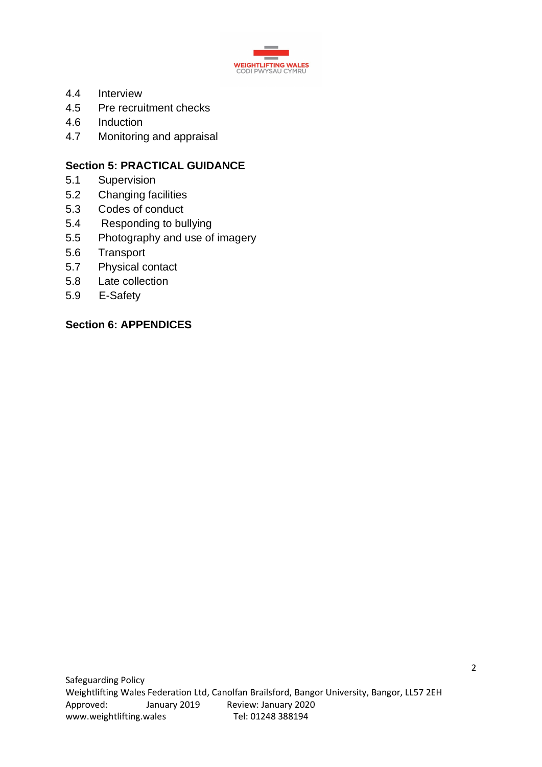4.4 Interview
4.5 Pre recruitment checks
4.6 Induction
4.7 Monitoring and appraisal

**Section 5: PRACTICAL GUIDANCE**

5.1 Supervision
5.2 Changing facilities
5.3 Codes of conduct
5.4 Responding to bullying
5.5 Photography and use of imagery
5.6 Transport
5.7 Physical contact
5.8 Late collection
5.9 E-Safety

**Section 6: APPENDICES**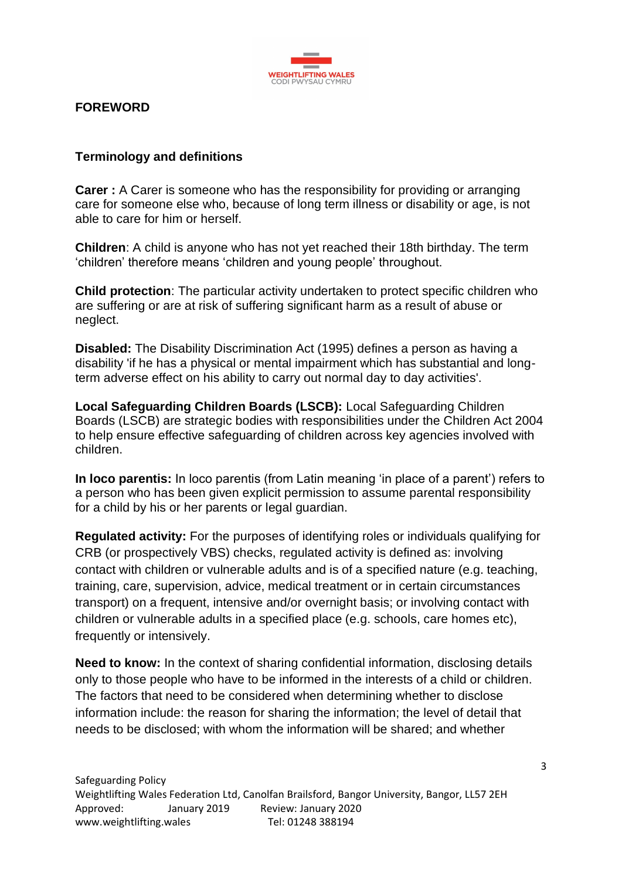## FOREWORD

### Terminology and definitions

**Carer :** A Carer is someone who has the responsibility for providing or arranging care for someone else who, because of long term illness or disability or age, is not able to care for him or herself.

**Children**: A child is anyone who has not yet reached their 18th birthday. The term 'children' therefore means 'children and young people' throughout.

**Child protection**: The particular activity undertaken to protect specific children who are suffering or are at risk of suffering significant harm as a result of abuse or neglect.

**Disabled:** The Disability Discrimination Act (1995) defines a person as having a disability 'if he has a physical or mental impairment which has substantial and long-term adverse effect on his ability to carry out normal day to day activities'.

**Local Safeguarding Children Boards (LSCB):** Local Safeguarding Children Boards (LSCB) are strategic bodies with responsibilities under the Children Act 2004 to help ensure effective safeguarding of children across key agencies involved with children.

**In loco parentis:** In loco parentis (from Latin meaning 'in place of a parent') refers to a person who has been given explicit permission to assume parental responsibility for a child by his or her parents or legal guardian.

**Regulated activity:** For the purposes of identifying roles or individuals qualifying for CRB (or prospectively VBS) checks, regulated activity is defined as: involving contact with children or vulnerable adults and is of a specified nature (e.g. teaching, training, care, supervision, advice, medical treatment or in certain circumstances transport) on a frequent, intensive and/or overnight basis; or involving contact with children or vulnerable adults in a specified place (e.g. schools, care homes etc), frequently or intensively.

**Need to know:** In the context of sharing confidential information, disclosing details only to those people who have to be informed in the interests of a child or children. The factors that need to be considered when determining whether to disclose information include: the reason for sharing the information; the level of detail that needs to be disclosed; with whom the information will be shared; and whether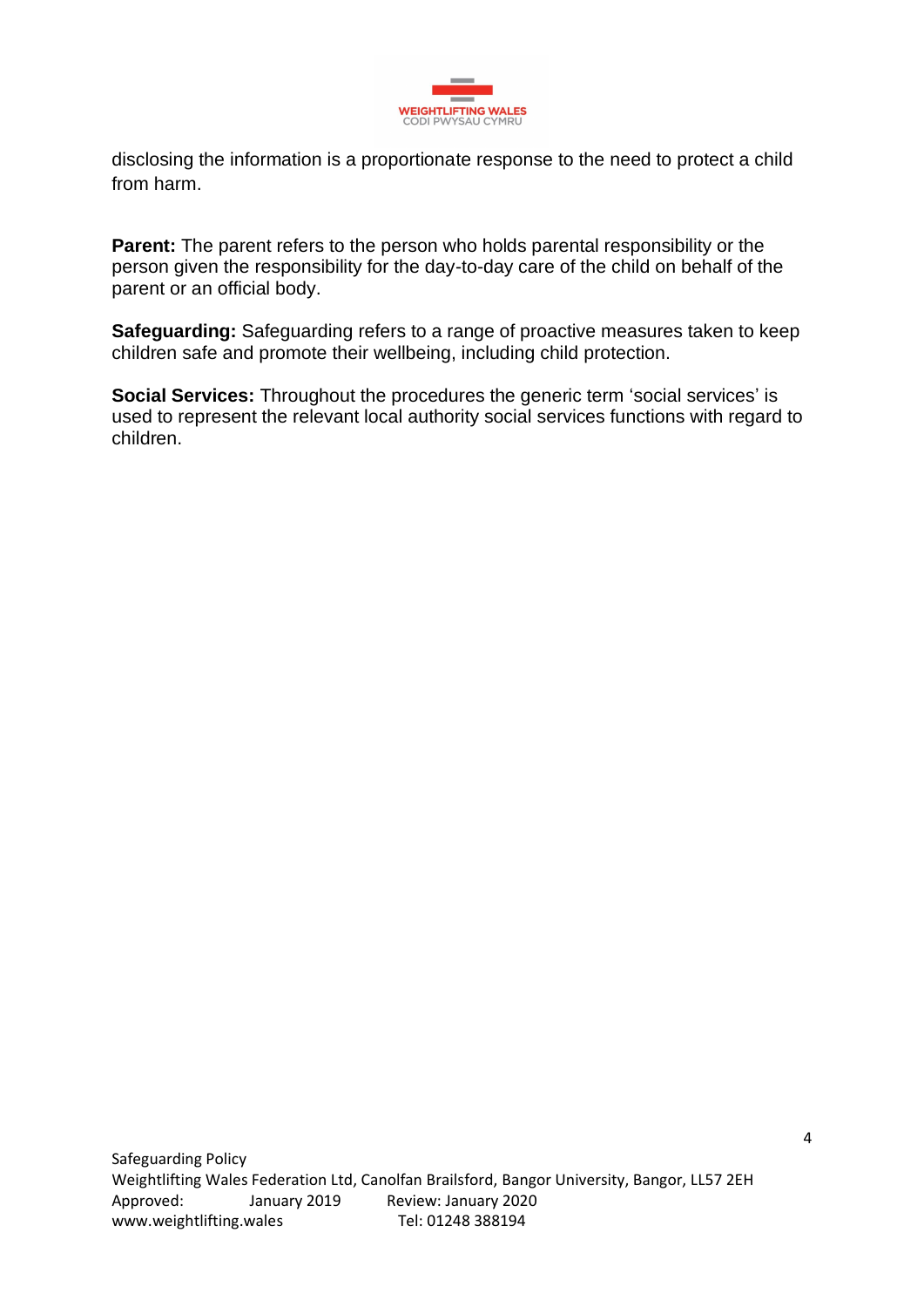disclosing the information is a proportionate response to the need to protect a child from harm.

**Parent:** The parent refers to the person who holds parental responsibility or the person given the responsibility for the day-to-day care of the child on behalf of the parent or an official body.

**Safeguarding:** Safeguarding refers to a range of proactive measures taken to keep children safe and promote their wellbeing, including child protection.

**Social Services:** Throughout the procedures the generic term 'social services' is used to represent the relevant local authority social services functions with regard to children.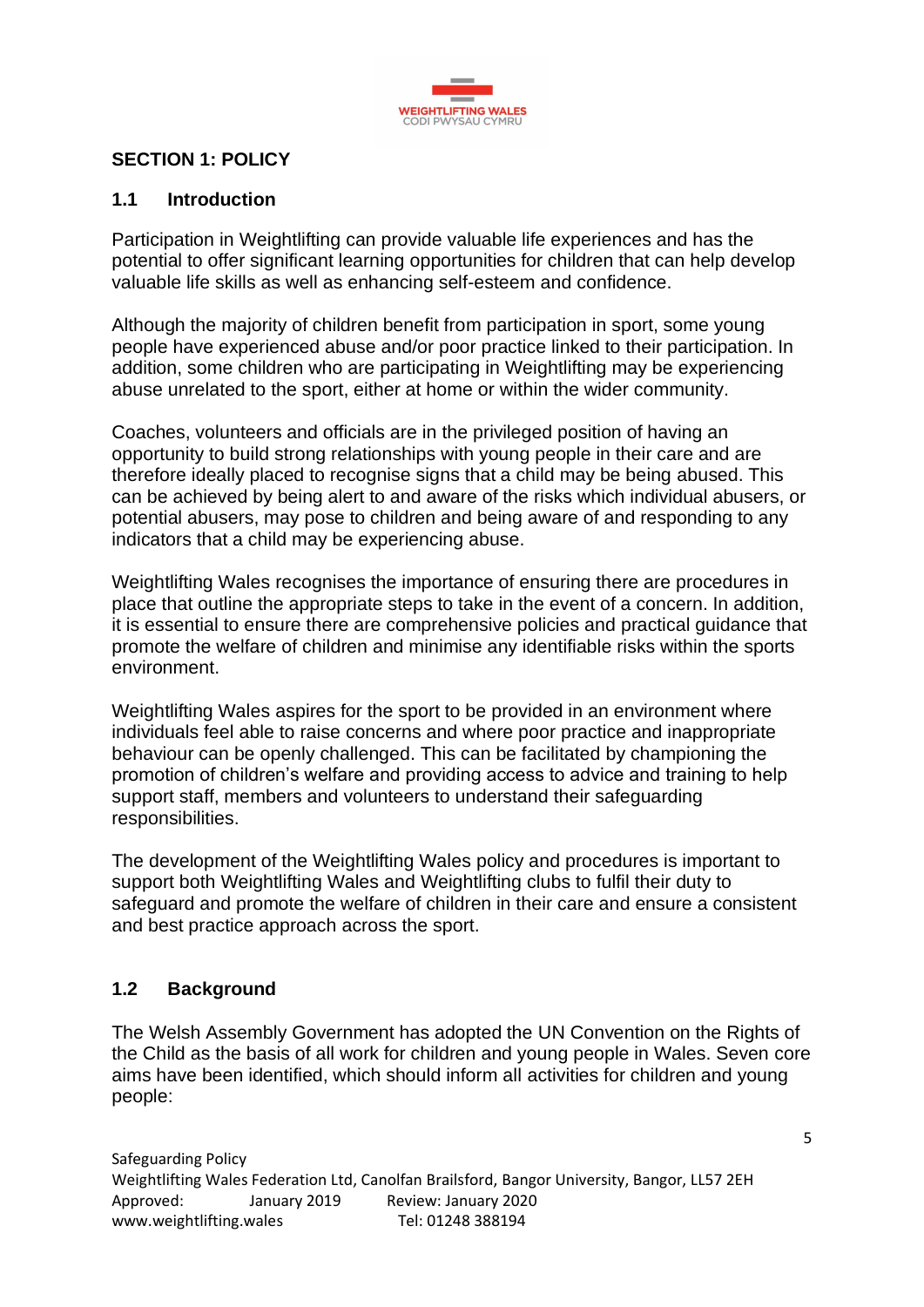## SECTION 1: POLICY

### 1.1 Introduction

Participation in Weightlifting can provide valuable life experiences and has the potential to offer significant learning opportunities for children that can help develop valuable life skills as well as enhancing self-esteem and confidence.

Although the majority of children benefit from participation in sport, some young people have experienced abuse and/or poor practice linked to their participation. In addition, some children who are participating in Weightlifting may be experiencing abuse unrelated to the sport, either at home or within the wider community.

Coaches, volunteers and officials are in the privileged position of having an opportunity to build strong relationships with young people in their care and are therefore ideally placed to recognise signs that a child may be being abused. This can be achieved by being alert to and aware of the risks which individual abusers, or potential abusers, may pose to children and being aware of and responding to any indicators that a child may be experiencing abuse.

Weightlifting Wales recognises the importance of ensuring there are procedures in place that outline the appropriate steps to take in the event of a concern. In addition, it is essential to ensure there are comprehensive policies and practical guidance that promote the welfare of children and minimise any identifiable risks within the sports environment.

Weightlifting Wales aspires for the sport to be provided in an environment where individuals feel able to raise concerns and where poor practice and inappropriate behaviour can be openly challenged. This can be facilitated by championing the promotion of children's welfare and providing access to advice and training to help support staff, members and volunteers to understand their safeguarding responsibilities.

The development of the Weightlifting Wales policy and procedures is important to support both Weightlifting Wales and Weightlifting clubs to fulfil their duty to safeguard and promote the welfare of children in their care and ensure a consistent and best practice approach across the sport.

### 1.2 Background

The Welsh Assembly Government has adopted the UN Convention on the Rights of the Child as the basis of all work for children and young people in Wales. Seven core aims have been identified, which should inform all activities for children and young people: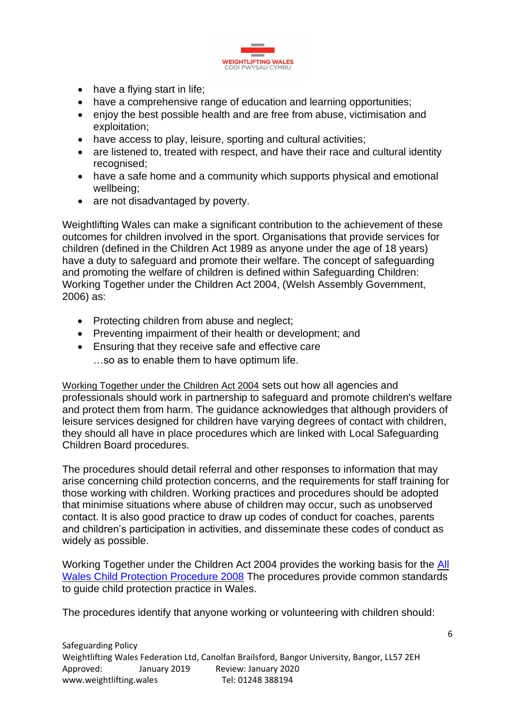- have a flying start in life;
- have a comprehensive range of education and learning opportunities;
- enjoy the best possible health and are free from abuse, victimisation and exploitation;
- have access to play, leisure, sporting and cultural activities;
- are listened to, treated with respect, and have their race and cultural identity recognised;
- have a safe home and a community which supports physical and emotional wellbeing;
- are not disadvantaged by poverty.

Weightlifting Wales can make a significant contribution to the achievement of these outcomes for children involved in the sport. Organisations that provide services for children (defined in the Children Act 1989 as anyone under the age of 18 years) have a duty to safeguard and promote their welfare. The concept of safeguarding and promoting the welfare of children is defined within Safeguarding Children: Working Together under the Children Act 2004, (Welsh Assembly Government, 2006) as:

- Protecting children from abuse and neglect;
- Preventing impairment of their health or development; and
- Ensuring that they receive safe and effective care

…so as to enable them to have optimum life.

Working Together under the Children Act 2004 sets out how all agencies and professionals should work in partnership to safeguard and promote children's welfare and protect them from harm. The guidance acknowledges that although providers of leisure services designed for children have varying degrees of contact with children, they should all have in place procedures which are linked with Local Safeguarding Children Board procedures.

The procedures should detail referral and other responses to information that may arise concerning child protection concerns, and the requirements for staff training for those working with children. Working practices and procedures should be adopted that minimise situations where abuse of children may occur, such as unobserved contact. It is also good practice to draw up codes of conduct for coaches, parents and children's participation in activities, and disseminate these codes of conduct as widely as possible.

Working Together under the Children Act 2004 provides the working basis for the All Wales Child Protection Procedure 2008 The procedures provide common standards to guide child protection practice in Wales.

The procedures identify that anyone working or volunteering with children should: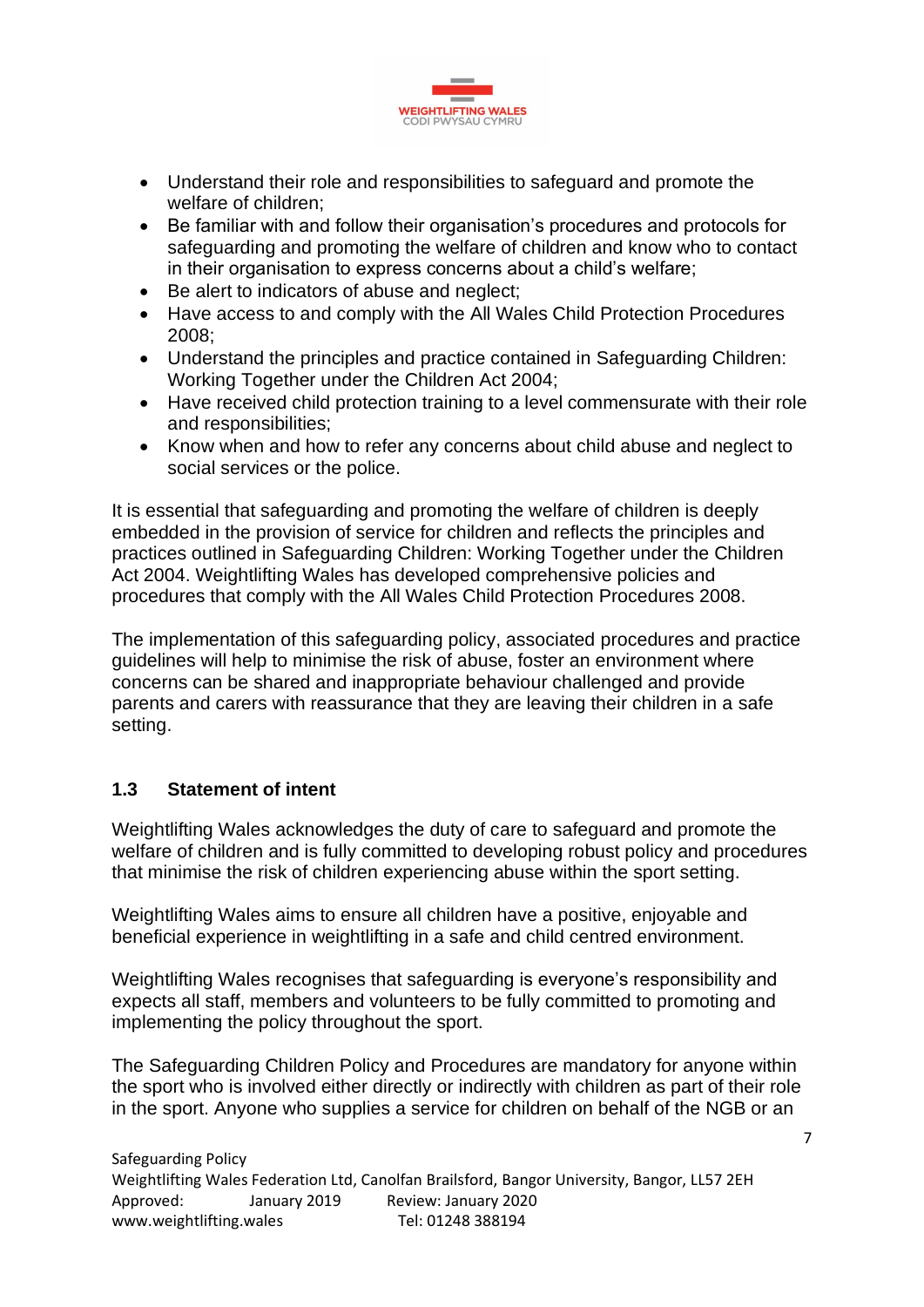- Understand their role and responsibilities to safeguard and promote the welfare of children;
- Be familiar with and follow their organisation's procedures and protocols for safeguarding and promoting the welfare of children and know who to contact in their organisation to express concerns about a child's welfare;
- Be alert to indicators of abuse and neglect;
- Have access to and comply with the All Wales Child Protection Procedures 2008;
- Understand the principles and practice contained in Safeguarding Children: Working Together under the Children Act 2004;
- Have received child protection training to a level commensurate with their role and responsibilities;
- Know when and how to refer any concerns about child abuse and neglect to social services or the police.

It is essential that safeguarding and promoting the welfare of children is deeply embedded in the provision of service for children and reflects the principles and practices outlined in Safeguarding Children: Working Together under the Children Act 2004. Weightlifting Wales has developed comprehensive policies and procedures that comply with the All Wales Child Protection Procedures 2008.

The implementation of this safeguarding policy, associated procedures and practice guidelines will help to minimise the risk of abuse, foster an environment where concerns can be shared and inappropriate behaviour challenged and provide parents and carers with reassurance that they are leaving their children in a safe setting.

### 1.3 Statement of intent

Weightlifting Wales acknowledges the duty of care to safeguard and promote the welfare of children and is fully committed to developing robust policy and procedures that minimise the risk of children experiencing abuse within the sport setting.

Weightlifting Wales aims to ensure all children have a positive, enjoyable and beneficial experience in weightlifting in a safe and child centred environment.

Weightlifting Wales recognises that safeguarding is everyone's responsibility and expects all staff, members and volunteers to be fully committed to promoting and implementing the policy throughout the sport.

The Safeguarding Children Policy and Procedures are mandatory for anyone within the sport who is involved either directly or indirectly with children as part of their role in the sport. Anyone who supplies a service for children on behalf of the NGB or an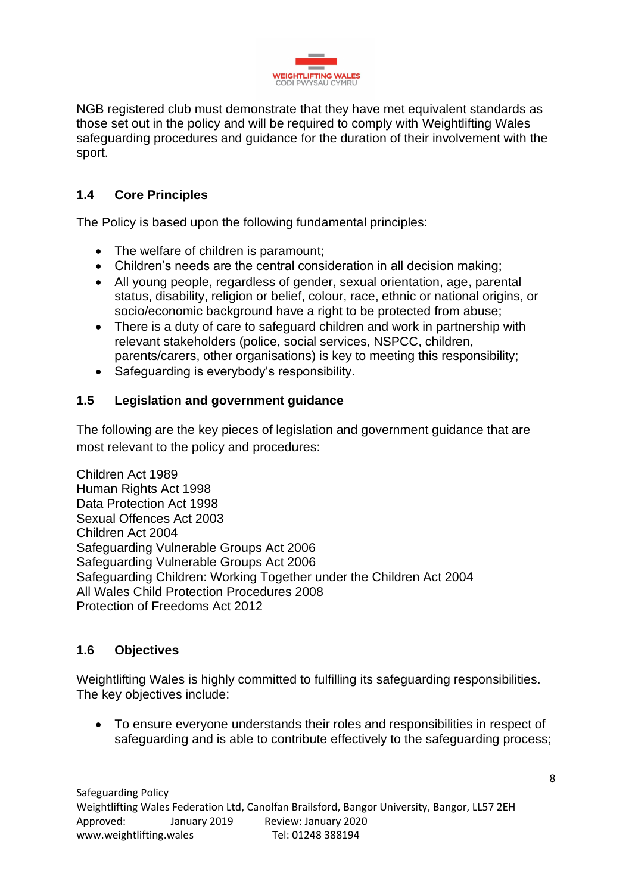NGB registered club must demonstrate that they have met equivalent standards as those set out in the policy and will be required to comply with Weightlifting Wales safeguarding procedures and guidance for the duration of their involvement with the sport.

### 1.4 Core Principles

The Policy is based upon the following fundamental principles:

- The welfare of children is paramount;
- Children's needs are the central consideration in all decision making;
- All young people, regardless of gender, sexual orientation, age, parental status, disability, religion or belief, colour, race, ethnic or national origins, or socio/economic background have a right to be protected from abuse;
- There is a duty of care to safeguard children and work in partnership with relevant stakeholders (police, social services, NSPCC, children, parents/carers, other organisations) is key to meeting this responsibility;
- Safeguarding is everybody's responsibility.

### 1.5 Legislation and government guidance

The following are the key pieces of legislation and government guidance that are most relevant to the policy and procedures:

Children Act 1989
Human Rights Act 1998
Data Protection Act 1998
Sexual Offences Act 2003
Children Act 2004
Safeguarding Vulnerable Groups Act 2006
Safeguarding Vulnerable Groups Act 2006
Safeguarding Children: Working Together under the Children Act 2004
All Wales Child Protection Procedures 2008
Protection of Freedoms Act 2012

### 1.6 Objectives

Weightlifting Wales is highly committed to fulfilling its safeguarding responsibilities. The key objectives include:

- To ensure everyone understands their roles and responsibilities in respect of safeguarding and is able to contribute effectively to the safeguarding process;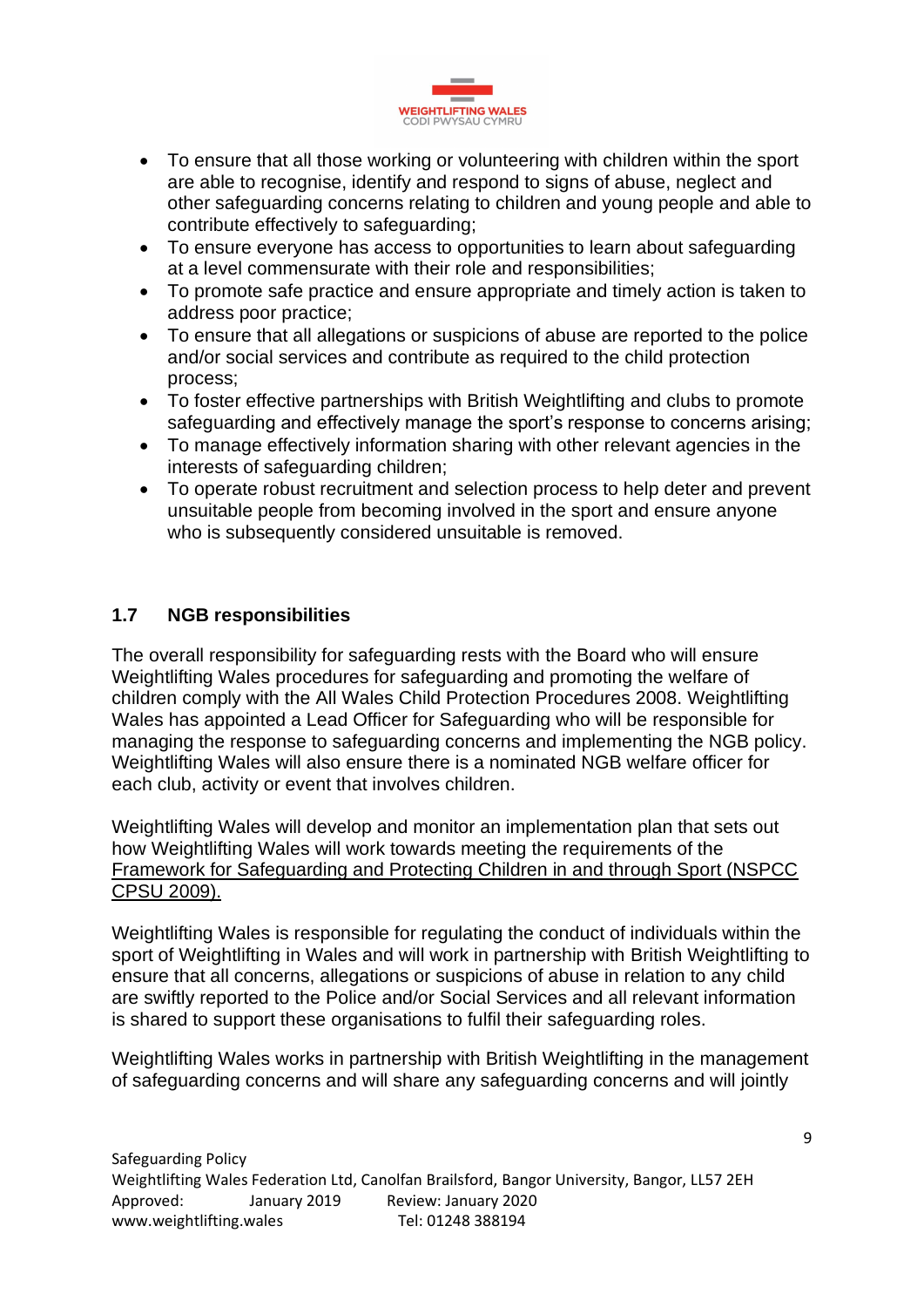- To ensure that all those working or volunteering with children within the sport are able to recognise, identify and respond to signs of abuse, neglect and other safeguarding concerns relating to children and young people and able to contribute effectively to safeguarding;
- To ensure everyone has access to opportunities to learn about safeguarding at a level commensurate with their role and responsibilities;
- To promote safe practice and ensure appropriate and timely action is taken to address poor practice;
- To ensure that all allegations or suspicions of abuse are reported to the police and/or social services and contribute as required to the child protection process;
- To foster effective partnerships with British Weightlifting and clubs to promote safeguarding and effectively manage the sport's response to concerns arising;
- To manage effectively information sharing with other relevant agencies in the interests of safeguarding children;
- To operate robust recruitment and selection process to help deter and prevent unsuitable people from becoming involved in the sport and ensure anyone who is subsequently considered unsuitable is removed.

### 1.7 NGB responsibilities

The overall responsibility for safeguarding rests with the Board who will ensure Weightlifting Wales procedures for safeguarding and promoting the welfare of children comply with the All Wales Child Protection Procedures 2008. Weightlifting Wales has appointed a Lead Officer for Safeguarding who will be responsible for managing the response to safeguarding concerns and implementing the NGB policy. Weightlifting Wales will also ensure there is a nominated NGB welfare officer for each club, activity or event that involves children.

Weightlifting Wales will develop and monitor an implementation plan that sets out how Weightlifting Wales will work towards meeting the requirements of the Framework for Safeguarding and Protecting Children in and through Sport (NSPCC CPSU 2009).

Weightlifting Wales is responsible for regulating the conduct of individuals within the sport of Weightlifting in Wales and will work in partnership with British Weightlifting to ensure that all concerns, allegations or suspicions of abuse in relation to any child are swiftly reported to the Police and/or Social Services and all relevant information is shared to support these organisations to fulfil their safeguarding roles.

Weightlifting Wales works in partnership with British Weightlifting in the management of safeguarding concerns and will share any safeguarding concerns and will jointly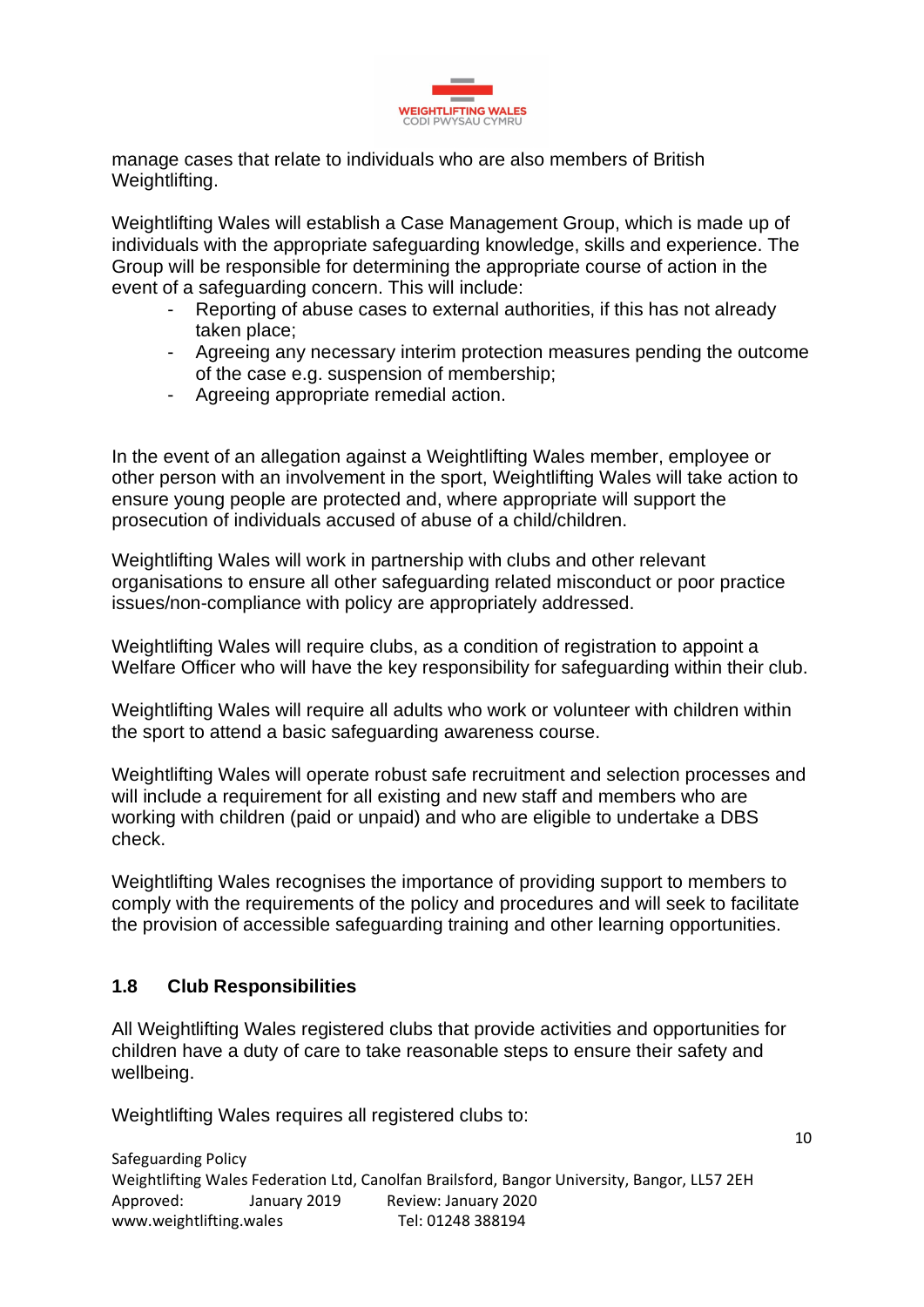manage cases that relate to individuals who are also members of British Weightlifting.

Weightlifting Wales will establish a Case Management Group, which is made up of individuals with the appropriate safeguarding knowledge, skills and experience. The Group will be responsible for determining the appropriate course of action in the event of a safeguarding concern. This will include:

- Reporting of abuse cases to external authorities, if this has not already taken place;
- Agreeing any necessary interim protection measures pending the outcome of the case e.g. suspension of membership;
- Agreeing appropriate remedial action.

In the event of an allegation against a Weightlifting Wales member, employee or other person with an involvement in the sport, Weightlifting Wales will take action to ensure young people are protected and, where appropriate will support the prosecution of individuals accused of abuse of a child/children.

Weightlifting Wales will work in partnership with clubs and other relevant organisations to ensure all other safeguarding related misconduct or poor practice issues/non-compliance with policy are appropriately addressed.

Weightlifting Wales will require clubs, as a condition of registration to appoint a Welfare Officer who will have the key responsibility for safeguarding within their club.

Weightlifting Wales will require all adults who work or volunteer with children within the sport to attend a basic safeguarding awareness course.

Weightlifting Wales will operate robust safe recruitment and selection processes and will include a requirement for all existing and new staff and members who are working with children (paid or unpaid) and who are eligible to undertake a DBS check.

Weightlifting Wales recognises the importance of providing support to members to comply with the requirements of the policy and procedures and will seek to facilitate the provision of accessible safeguarding training and other learning opportunities.

### 1.8 Club Responsibilities

All Weightlifting Wales registered clubs that provide activities and opportunities for children have a duty of care to take reasonable steps to ensure their safety and wellbeing.

Weightlifting Wales requires all registered clubs to: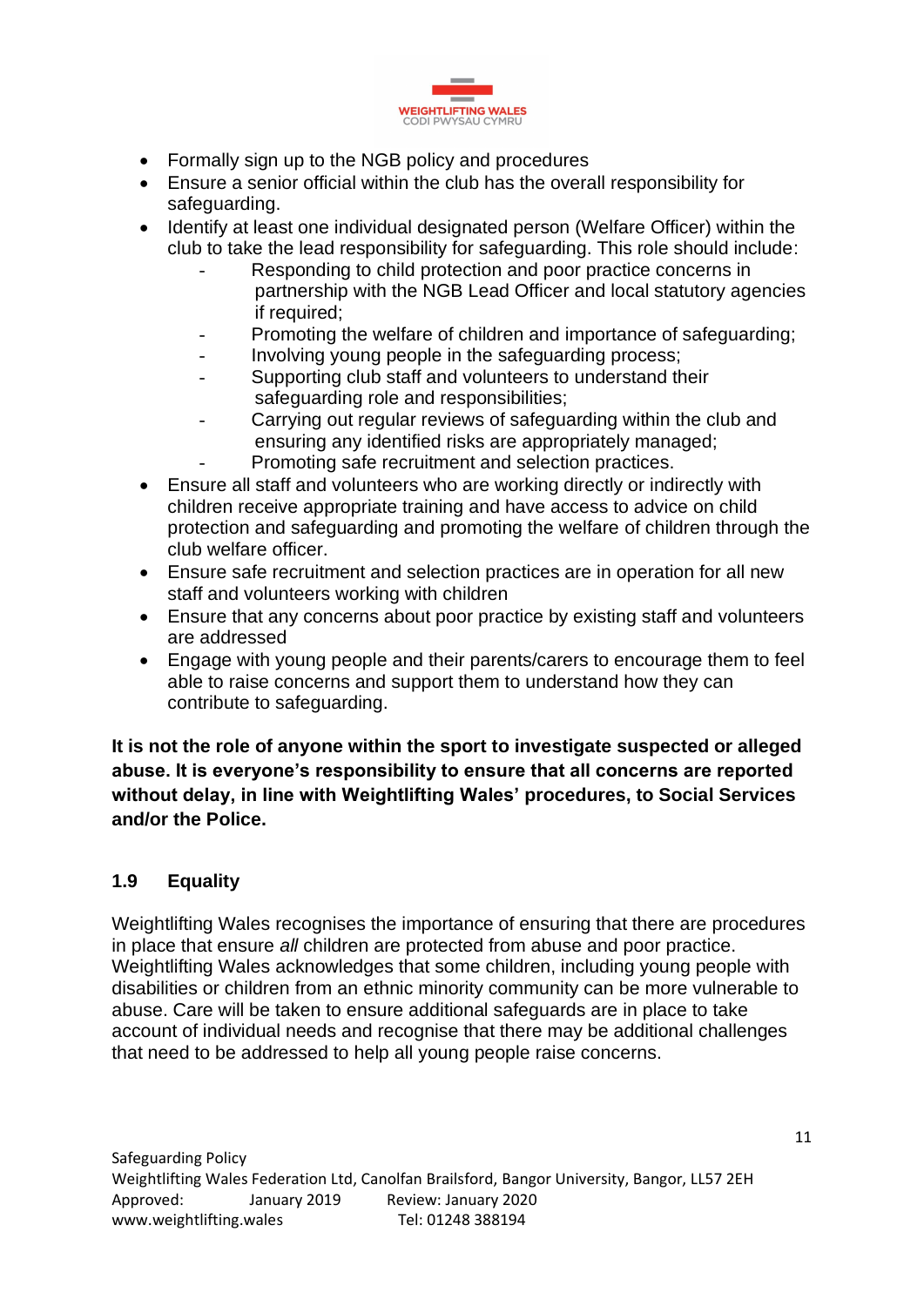- Formally sign up to the NGB policy and procedures
- Ensure a senior official within the club has the overall responsibility for safeguarding.
- Identify at least one individual designated person (Welfare Officer) within the club to take the lead responsibility for safeguarding. This role should include:
  - Responding to child protection and poor practice concerns in partnership with the NGB Lead Officer and local statutory agencies if required;
  - Promoting the welfare of children and importance of safeguarding;
  - Involving young people in the safeguarding process;
  - Supporting club staff and volunteers to understand their safeguarding role and responsibilities;
  - Carrying out regular reviews of safeguarding within the club and ensuring any identified risks are appropriately managed;
  - Promoting safe recruitment and selection practices.
- Ensure all staff and volunteers who are working directly or indirectly with children receive appropriate training and have access to advice on child protection and safeguarding and promoting the welfare of children through the club welfare officer.
- Ensure safe recruitment and selection practices are in operation for all new staff and volunteers working with children
- Ensure that any concerns about poor practice by existing staff and volunteers are addressed
- Engage with young people and their parents/carers to encourage them to feel able to raise concerns and support them to understand how they can contribute to safeguarding.

**It is not the role of anyone within the sport to investigate suspected or alleged abuse. It is everyone's responsibility to ensure that all concerns are reported without delay, in line with Weightlifting Wales' procedures, to Social Services and/or the Police.**

## 1.9 Equality

Weightlifting Wales recognises the importance of ensuring that there are procedures in place that ensure *all* children are protected from abuse and poor practice. Weightlifting Wales acknowledges that some children, including young people with disabilities or children from an ethnic minority community can be more vulnerable to abuse. Care will be taken to ensure additional safeguards are in place to take account of individual needs and recognise that there may be additional challenges that need to be addressed to help all young people raise concerns.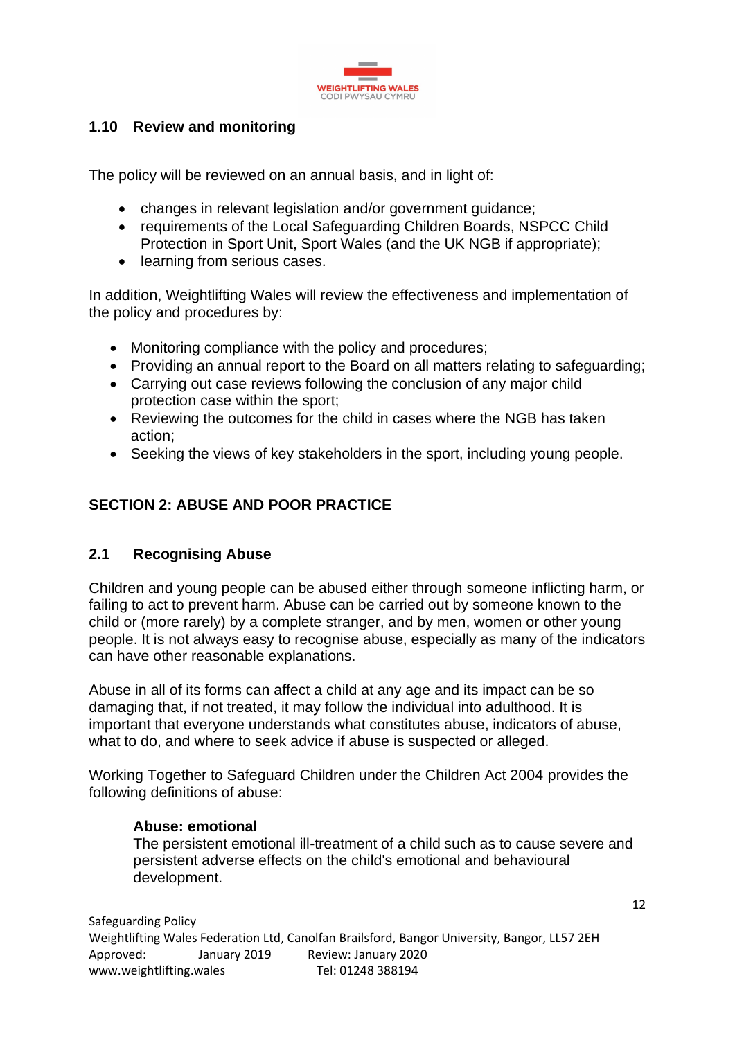### 1.10 Review and monitoring

The policy will be reviewed on an annual basis, and in light of:

- changes in relevant legislation and/or government guidance;
- requirements of the Local Safeguarding Children Boards, NSPCC Child Protection in Sport Unit, Sport Wales (and the UK NGB if appropriate);
- learning from serious cases.

In addition, Weightlifting Wales will review the effectiveness and implementation of the policy and procedures by:

- Monitoring compliance with the policy and procedures;
- Providing an annual report to the Board on all matters relating to safeguarding;
- Carrying out case reviews following the conclusion of any major child protection case within the sport;
- Reviewing the outcomes for the child in cases where the NGB has taken action;
- Seeking the views of key stakeholders in the sport, including young people.

## SECTION 2: ABUSE AND POOR PRACTICE

### 2.1 Recognising Abuse

Children and young people can be abused either through someone inflicting harm, or failing to act to prevent harm. Abuse can be carried out by someone known to the child or (more rarely) by a complete stranger, and by men, women or other young people. It is not always easy to recognise abuse, especially as many of the indicators can have other reasonable explanations.

Abuse in all of its forms can affect a child at any age and its impact can be so damaging that, if not treated, it may follow the individual into adulthood. It is important that everyone understands what constitutes abuse, indicators of abuse, what to do, and where to seek advice if abuse is suspected or alleged.

Working Together to Safeguard Children under the Children Act 2004 provides the following definitions of abuse:

**Abuse: emotional**
The persistent emotional ill-treatment of a child such as to cause severe and persistent adverse effects on the child's emotional and behavioural development.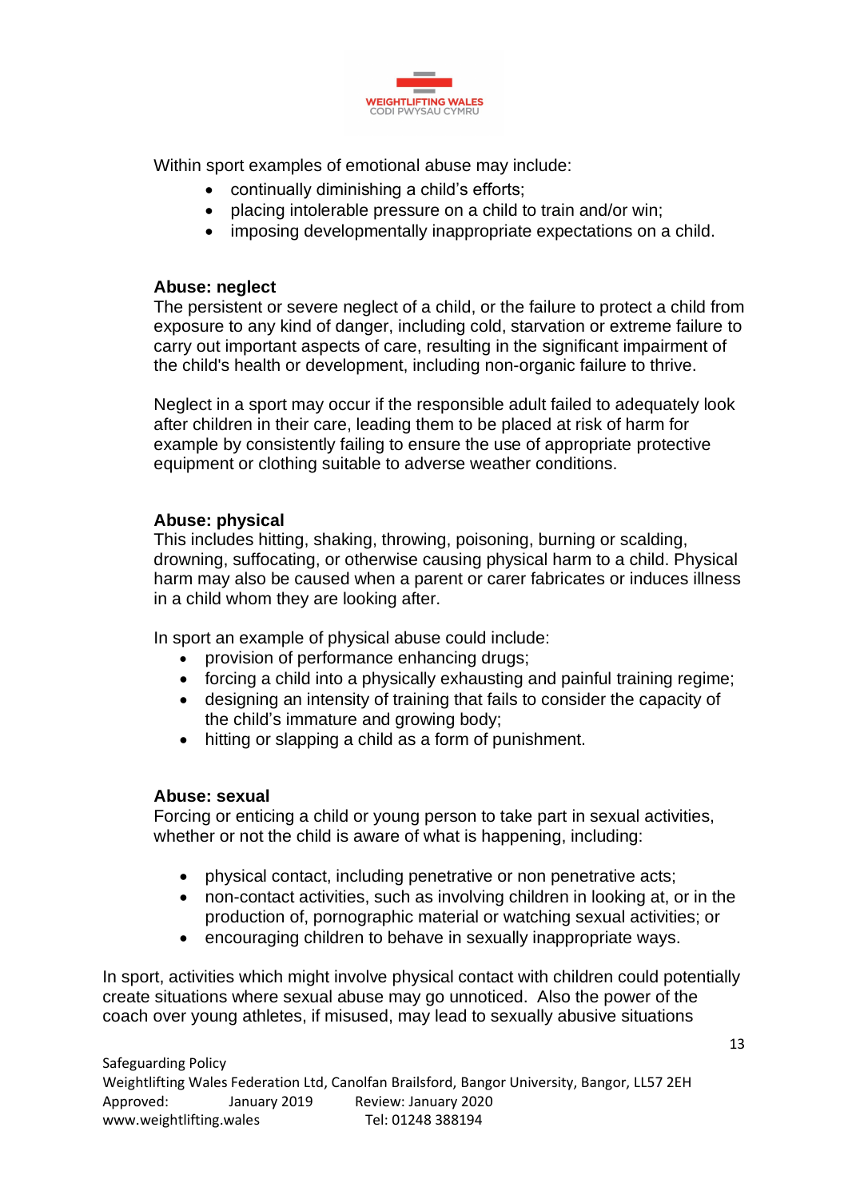Within sport examples of emotional abuse may include:

- continually diminishing a child's efforts;
- placing intolerable pressure on a child to train and/or win;
- imposing developmentally inappropriate expectations on a child.

**Abuse: neglect**

The persistent or severe neglect of a child, or the failure to protect a child from exposure to any kind of danger, including cold, starvation or extreme failure to carry out important aspects of care, resulting in the significant impairment of the child's health or development, including non-organic failure to thrive.

Neglect in a sport may occur if the responsible adult failed to adequately look after children in their care, leading them to be placed at risk of harm for example by consistently failing to ensure the use of appropriate protective equipment or clothing suitable to adverse weather conditions.

**Abuse: physical**

This includes hitting, shaking, throwing, poisoning, burning or scalding, drowning, suffocating, or otherwise causing physical harm to a child. Physical harm may also be caused when a parent or carer fabricates or induces illness in a child whom they are looking after.

In sport an example of physical abuse could include:

- provision of performance enhancing drugs;
- forcing a child into a physically exhausting and painful training regime;
- designing an intensity of training that fails to consider the capacity of the child's immature and growing body;
- hitting or slapping a child as a form of punishment.

**Abuse: sexual**

Forcing or enticing a child or young person to take part in sexual activities, whether or not the child is aware of what is happening, including:

- physical contact, including penetrative or non penetrative acts;
- non-contact activities, such as involving children in looking at, or in the production of, pornographic material or watching sexual activities; or
- encouraging children to behave in sexually inappropriate ways.

In sport, activities which might involve physical contact with children could potentially create situations where sexual abuse may go unnoticed. Also the power of the coach over young athletes, if misused, may lead to sexually abusive situations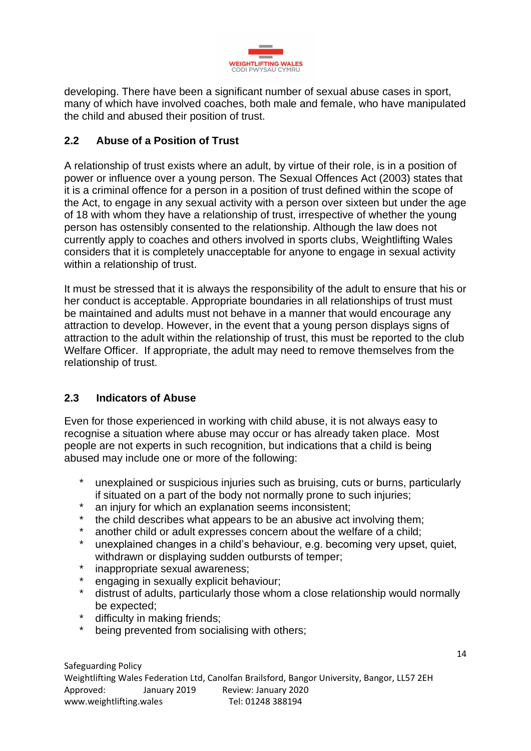developing. There have been a significant number of sexual abuse cases in sport, many of which have involved coaches, both male and female, who have manipulated the child and abused their position of trust.

### 2.2 Abuse of a Position of Trust

A relationship of trust exists where an adult, by virtue of their role, is in a position of power or influence over a young person. The Sexual Offences Act (2003) states that it is a criminal offence for a person in a position of trust defined within the scope of the Act, to engage in any sexual activity with a person over sixteen but under the age of 18 with whom they have a relationship of trust, irrespective of whether the young person has ostensibly consented to the relationship. Although the law does not currently apply to coaches and others involved in sports clubs, Weightlifting Wales considers that it is completely unacceptable for anyone to engage in sexual activity within a relationship of trust.

It must be stressed that it is always the responsibility of the adult to ensure that his or her conduct is acceptable. Appropriate boundaries in all relationships of trust must be maintained and adults must not behave in a manner that would encourage any attraction to develop. However, in the event that a young person displays signs of attraction to the adult within the relationship of trust, this must be reported to the club Welfare Officer. If appropriate, the adult may need to remove themselves from the relationship of trust.

### 2.3 Indicators of Abuse

Even for those experienced in working with child abuse, it is not always easy to recognise a situation where abuse may occur or has already taken place. Most people are not experts in such recognition, but indications that a child is being abused may include one or more of the following:

* unexplained or suspicious injuries such as bruising, cuts or burns, particularly if situated on a part of the body not normally prone to such injuries;
* an injury for which an explanation seems inconsistent;
* the child describes what appears to be an abusive act involving them;
* another child or adult expresses concern about the welfare of a child;
* unexplained changes in a child's behaviour, e.g. becoming very upset, quiet, withdrawn or displaying sudden outbursts of temper;
* inappropriate sexual awareness;
* engaging in sexually explicit behaviour;
* distrust of adults, particularly those whom a close relationship would normally be expected;
* difficulty in making friends;
* being prevented from socialising with others;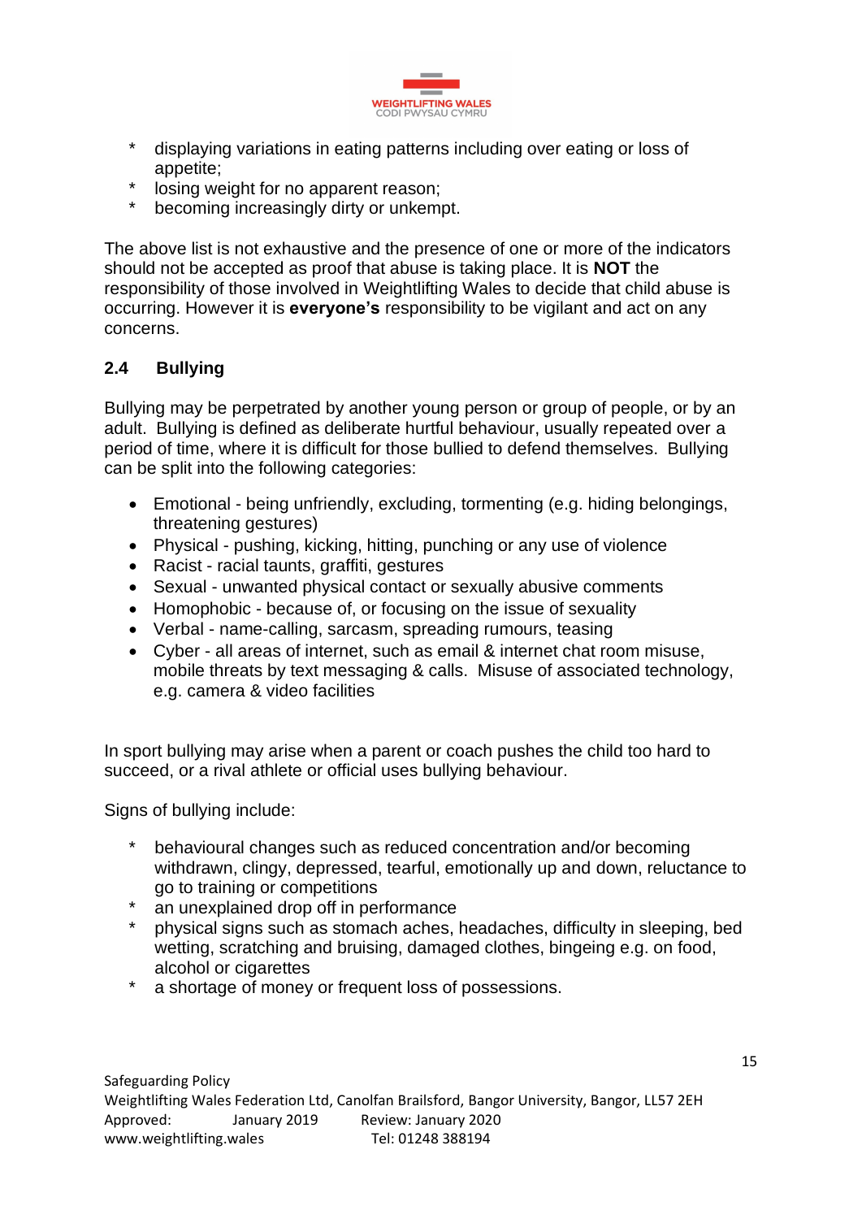* displaying variations in eating patterns including over eating or loss of appetite;
* losing weight for no apparent reason;
* becoming increasingly dirty or unkempt.

The above list is not exhaustive and the presence of one or more of the indicators should not be accepted as proof that abuse is taking place. It is **NOT** the responsibility of those involved in Weightlifting Wales to decide that child abuse is occurring. However it is **everyone's** responsibility to be vigilant and act on any concerns.

### 2.4 Bullying

Bullying may be perpetrated by another young person or group of people, or by an adult. Bullying is defined as deliberate hurtful behaviour, usually repeated over a period of time, where it is difficult for those bullied to defend themselves. Bullying can be split into the following categories:

- Emotional - being unfriendly, excluding, tormenting (e.g. hiding belongings, threatening gestures)
- Physical - pushing, kicking, hitting, punching or any use of violence
- Racist - racial taunts, graffiti, gestures
- Sexual - unwanted physical contact or sexually abusive comments
- Homophobic - because of, or focusing on the issue of sexuality
- Verbal - name-calling, sarcasm, spreading rumours, teasing
- Cyber - all areas of internet, such as email & internet chat room misuse, mobile threats by text messaging & calls. Misuse of associated technology, e.g. camera & video facilities

In sport bullying may arise when a parent or coach pushes the child too hard to succeed, or a rival athlete or official uses bullying behaviour.

Signs of bullying include:

* behavioural changes such as reduced concentration and/or becoming withdrawn, clingy, depressed, tearful, emotionally up and down, reluctance to go to training or competitions
* an unexplained drop off in performance
* physical signs such as stomach aches, headaches, difficulty in sleeping, bed wetting, scratching and bruising, damaged clothes, bingeing e.g. on food, alcohol or cigarettes
* a shortage of money or frequent loss of possessions.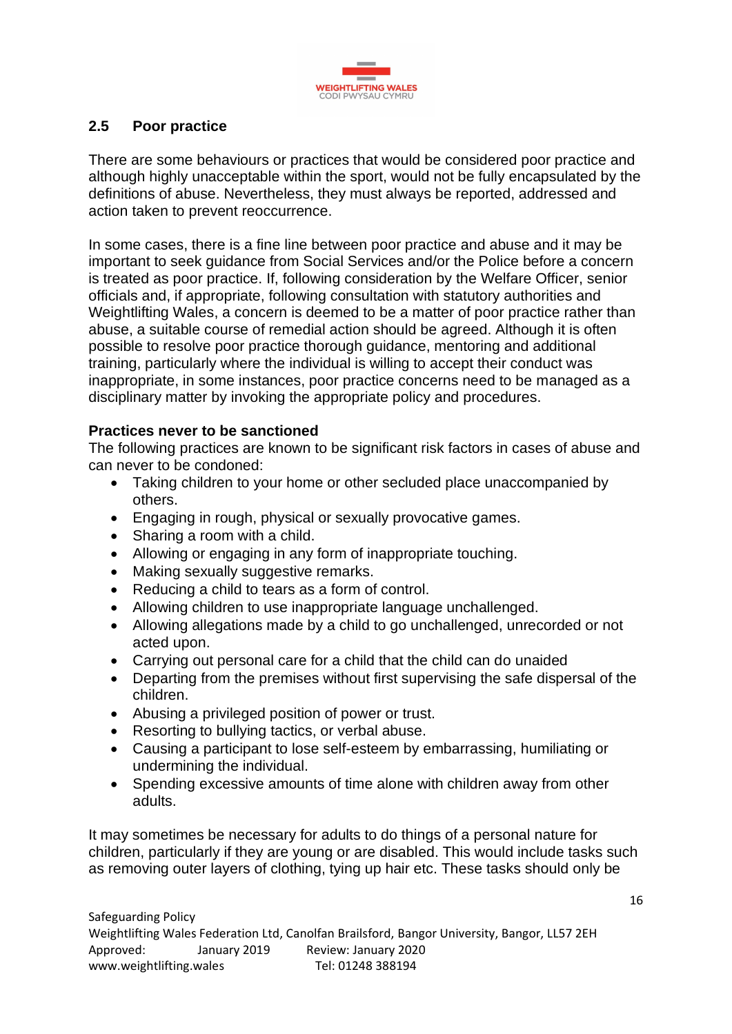## 2.5 Poor practice

There are some behaviours or practices that would be considered poor practice and although highly unacceptable within the sport, would not be fully encapsulated by the definitions of abuse. Nevertheless, they must always be reported, addressed and action taken to prevent reoccurrence.

In some cases, there is a fine line between poor practice and abuse and it may be important to seek guidance from Social Services and/or the Police before a concern is treated as poor practice. If, following consideration by the Welfare Officer, senior officials and, if appropriate, following consultation with statutory authorities and Weightlifting Wales, a concern is deemed to be a matter of poor practice rather than abuse, a suitable course of remedial action should be agreed. Although it is often possible to resolve poor practice thorough guidance, mentoring and additional training, particularly where the individual is willing to accept their conduct was inappropriate, in some instances, poor practice concerns need to be managed as a disciplinary matter by invoking the appropriate policy and procedures.

**Practices never to be sanctioned**

The following practices are known to be significant risk factors in cases of abuse and can never to be condoned:

- Taking children to your home or other secluded place unaccompanied by others.
- Engaging in rough, physical or sexually provocative games.
- Sharing a room with a child.
- Allowing or engaging in any form of inappropriate touching.
- Making sexually suggestive remarks.
- Reducing a child to tears as a form of control.
- Allowing children to use inappropriate language unchallenged.
- Allowing allegations made by a child to go unchallenged, unrecorded or not acted upon.
- Carrying out personal care for a child that the child can do unaided
- Departing from the premises without first supervising the safe dispersal of the children.
- Abusing a privileged position of power or trust.
- Resorting to bullying tactics, or verbal abuse.
- Causing a participant to lose self-esteem by embarrassing, humiliating or undermining the individual.
- Spending excessive amounts of time alone with children away from other adults.

It may sometimes be necessary for adults to do things of a personal nature for children, particularly if they are young or are disabled. This would include tasks such as removing outer layers of clothing, tying up hair etc. These tasks should only be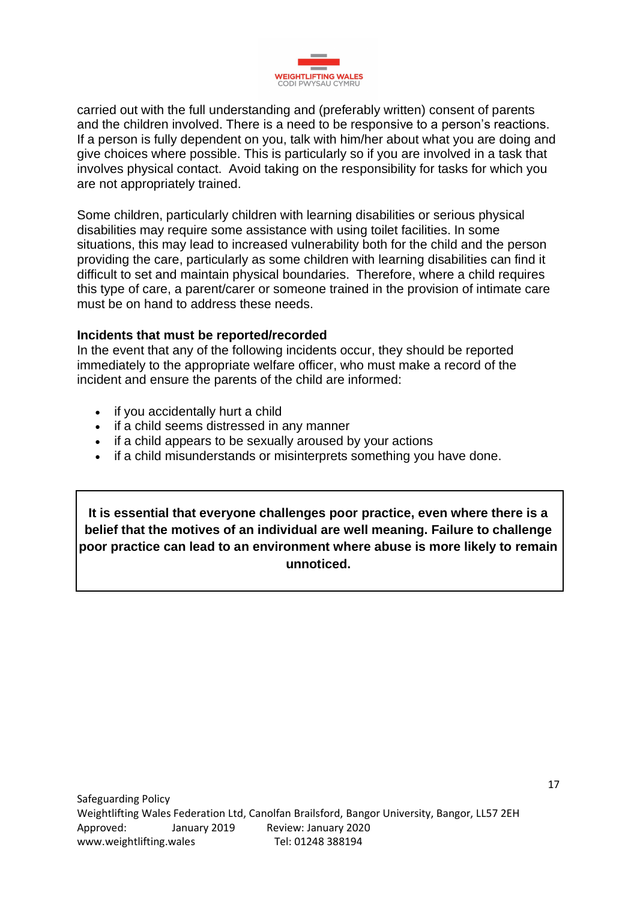carried out with the full understanding and (preferably written) consent of parents and the children involved. There is a need to be responsive to a person's reactions. If a person is fully dependent on you, talk with him/her about what you are doing and give choices where possible. This is particularly so if you are involved in a task that involves physical contact. Avoid taking on the responsibility for tasks for which you are not appropriately trained.

Some children, particularly children with learning disabilities or serious physical disabilities may require some assistance with using toilet facilities. In some situations, this may lead to increased vulnerability both for the child and the person providing the care, particularly as some children with learning disabilities can find it difficult to set and maintain physical boundaries. Therefore, where a child requires this type of care, a parent/carer or someone trained in the provision of intimate care must be on hand to address these needs.

**Incidents that must be reported/recorded**

In the event that any of the following incidents occur, they should be reported immediately to the appropriate welfare officer, who must make a record of the incident and ensure the parents of the child are informed:

- if you accidentally hurt a child
- if a child seems distressed in any manner
- if a child appears to be sexually aroused by your actions
- if a child misunderstands or misinterprets something you have done.

**It is essential that everyone challenges poor practice, even where there is a belief that the motives of an individual are well meaning. Failure to challenge poor practice can lead to an environment where abuse is more likely to remain unnoticed.**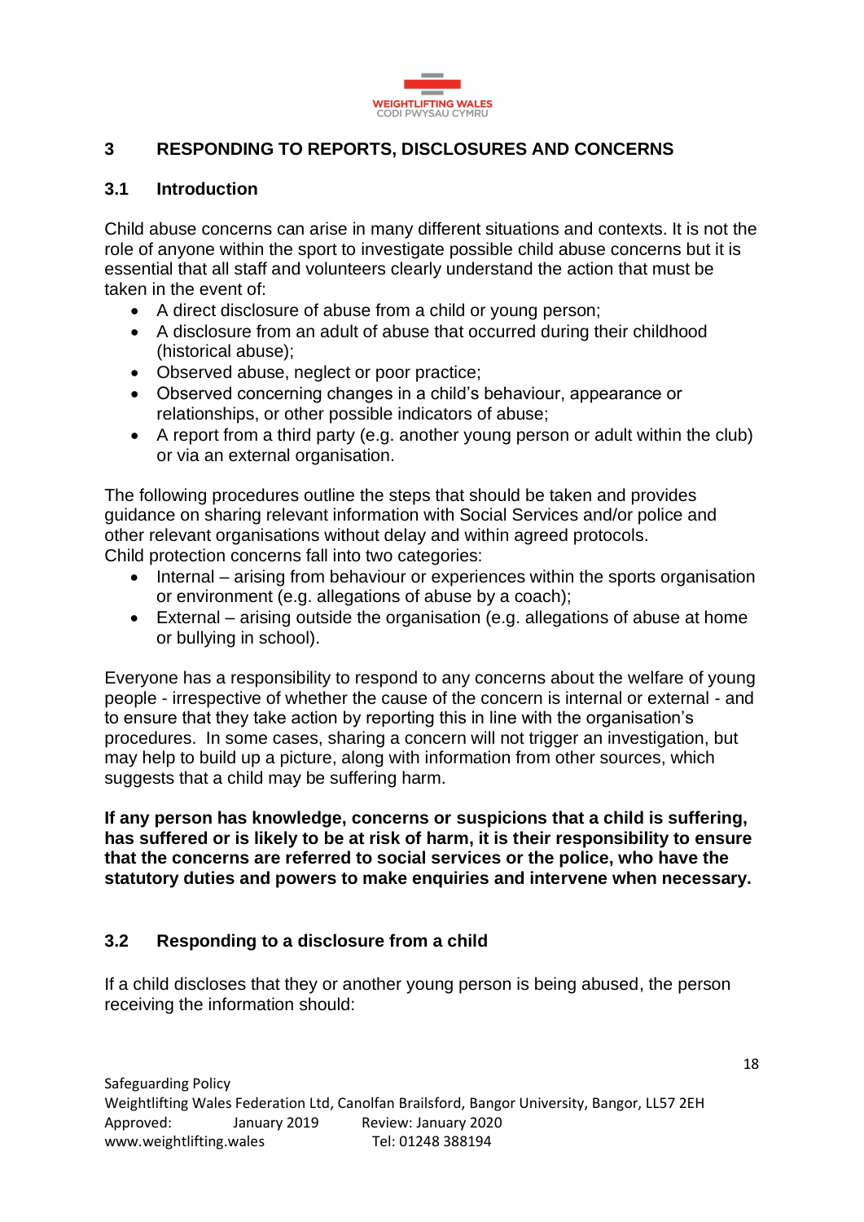## 3 RESPONDING TO REPORTS, DISCLOSURES AND CONCERNS

### 3.1 Introduction

Child abuse concerns can arise in many different situations and contexts. It is not the role of anyone within the sport to investigate possible child abuse concerns but it is essential that all staff and volunteers clearly understand the action that must be taken in the event of:

- A direct disclosure of abuse from a child or young person;
- A disclosure from an adult of abuse that occurred during their childhood (historical abuse);
- Observed abuse, neglect or poor practice;
- Observed concerning changes in a child's behaviour, appearance or relationships, or other possible indicators of abuse;
- A report from a third party (e.g. another young person or adult within the club) or via an external organisation.

The following procedures outline the steps that should be taken and provides guidance on sharing relevant information with Social Services and/or police and other relevant organisations without delay and within agreed protocols.
Child protection concerns fall into two categories:

- Internal – arising from behaviour or experiences within the sports organisation or environment (e.g. allegations of abuse by a coach);
- External – arising outside the organisation (e.g. allegations of abuse at home or bullying in school).

Everyone has a responsibility to respond to any concerns about the welfare of young people - irrespective of whether the cause of the concern is internal or external - and to ensure that they take action by reporting this in line with the organisation's procedures. In some cases, sharing a concern will not trigger an investigation, but may help to build up a picture, along with information from other sources, which suggests that a child may be suffering harm.

**If any person has knowledge, concerns or suspicions that a child is suffering, has suffered or is likely to be at risk of harm, it is their responsibility to ensure that the concerns are referred to social services or the police, who have the statutory duties and powers to make enquiries and intervene when necessary.**

### 3.2 Responding to a disclosure from a child

If a child discloses that they or another young person is being abused, the person receiving the information should: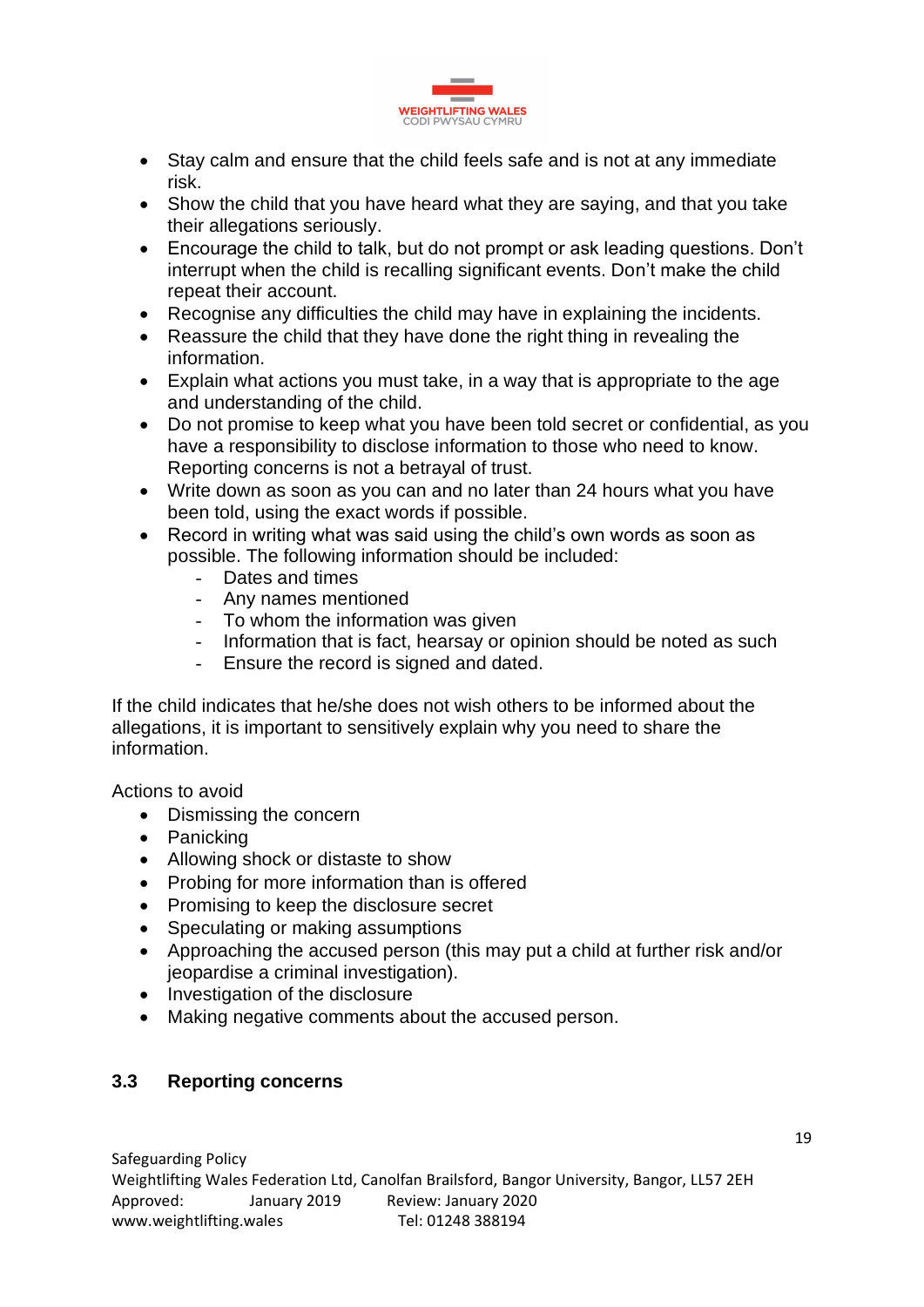- Stay calm and ensure that the child feels safe and is not at any immediate risk.
- Show the child that you have heard what they are saying, and that you take their allegations seriously.
- Encourage the child to talk, but do not prompt or ask leading questions. Don't interrupt when the child is recalling significant events. Don't make the child repeat their account.
- Recognise any difficulties the child may have in explaining the incidents.
- Reassure the child that they have done the right thing in revealing the information.
- Explain what actions you must take, in a way that is appropriate to the age and understanding of the child.
- Do not promise to keep what you have been told secret or confidential, as you have a responsibility to disclose information to those who need to know. Reporting concerns is not a betrayal of trust.
- Write down as soon as you can and no later than 24 hours what you have been told, using the exact words if possible.
- Record in writing what was said using the child's own words as soon as possible. The following information should be included:
    - Dates and times
    - Any names mentioned
    - To whom the information was given
    - Information that is fact, hearsay or opinion should be noted as such
    - Ensure the record is signed and dated.

If the child indicates that he/she does not wish others to be informed about the allegations, it is important to sensitively explain why you need to share the information.

Actions to avoid

- Dismissing the concern
- Panicking
- Allowing shock or distaste to show
- Probing for more information than is offered
- Promising to keep the disclosure secret
- Speculating or making assumptions
- Approaching the accused person (this may put a child at further risk and/or jeopardise a criminal investigation).
- Investigation of the disclosure
- Making negative comments about the accused person.

### 3.3 Reporting concerns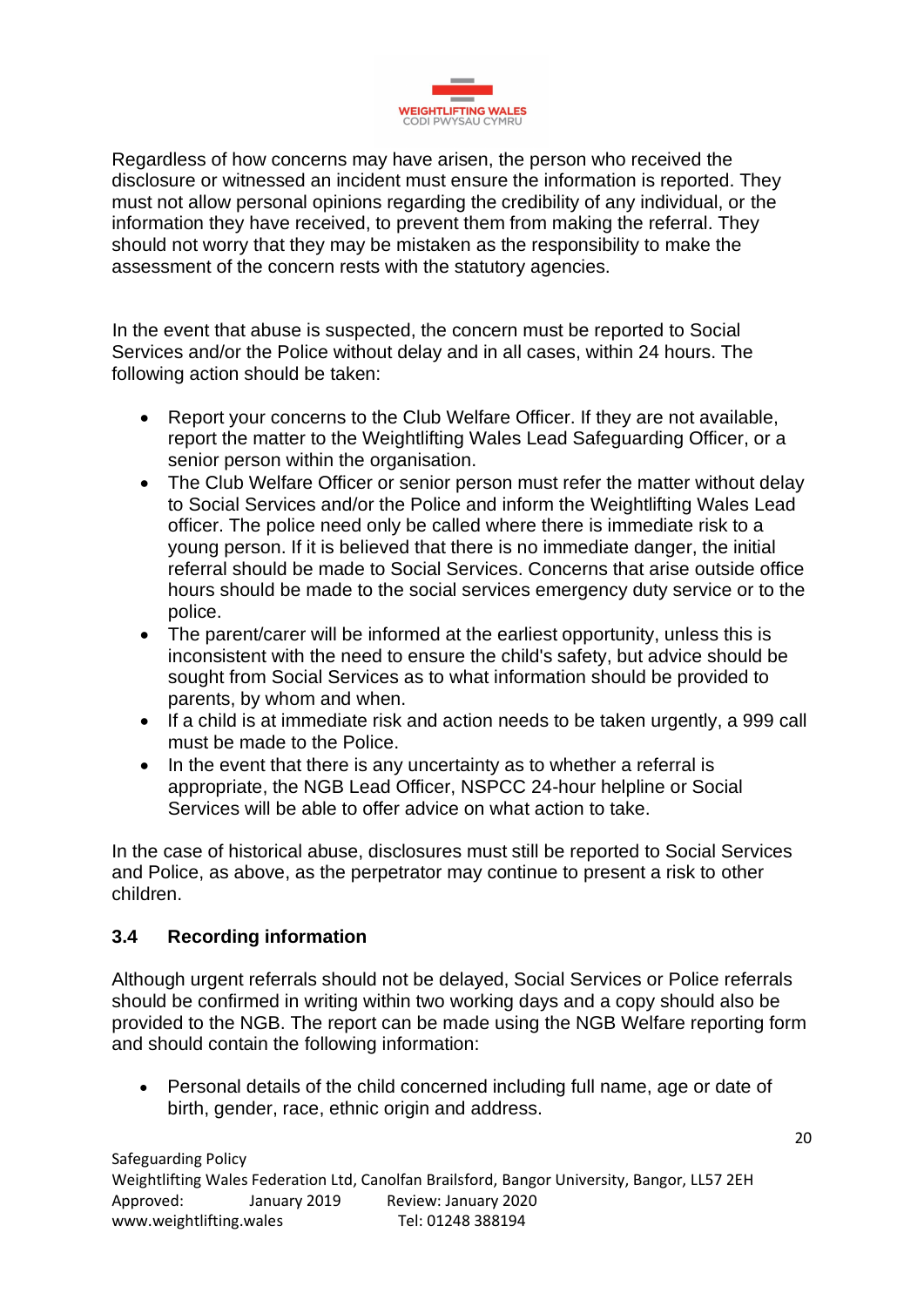Regardless of how concerns may have arisen, the person who received the disclosure or witnessed an incident must ensure the information is reported. They must not allow personal opinions regarding the credibility of any individual, or the information they have received, to prevent them from making the referral. They should not worry that they may be mistaken as the responsibility to make the assessment of the concern rests with the statutory agencies.

In the event that abuse is suspected, the concern must be reported to Social Services and/or the Police without delay and in all cases, within 24 hours. The following action should be taken:

- Report your concerns to the Club Welfare Officer. If they are not available, report the matter to the Weightlifting Wales Lead Safeguarding Officer, or a senior person within the organisation.
- The Club Welfare Officer or senior person must refer the matter without delay to Social Services and/or the Police and inform the Weightlifting Wales Lead officer. The police need only be called where there is immediate risk to a young person. If it is believed that there is no immediate danger, the initial referral should be made to Social Services. Concerns that arise outside office hours should be made to the social services emergency duty service or to the police.
- The parent/carer will be informed at the earliest opportunity, unless this is inconsistent with the need to ensure the child's safety, but advice should be sought from Social Services as to what information should be provided to parents, by whom and when.
- If a child is at immediate risk and action needs to be taken urgently, a 999 call must be made to the Police.
- In the event that there is any uncertainty as to whether a referral is appropriate, the NGB Lead Officer, NSPCC 24-hour helpline or Social Services will be able to offer advice on what action to take.

In the case of historical abuse, disclosures must still be reported to Social Services and Police, as above, as the perpetrator may continue to present a risk to other children.

### 3.4 Recording information

Although urgent referrals should not be delayed, Social Services or Police referrals should be confirmed in writing within two working days and a copy should also be provided to the NGB. The report can be made using the NGB Welfare reporting form and should contain the following information:

- Personal details of the child concerned including full name, age or date of birth, gender, race, ethnic origin and address.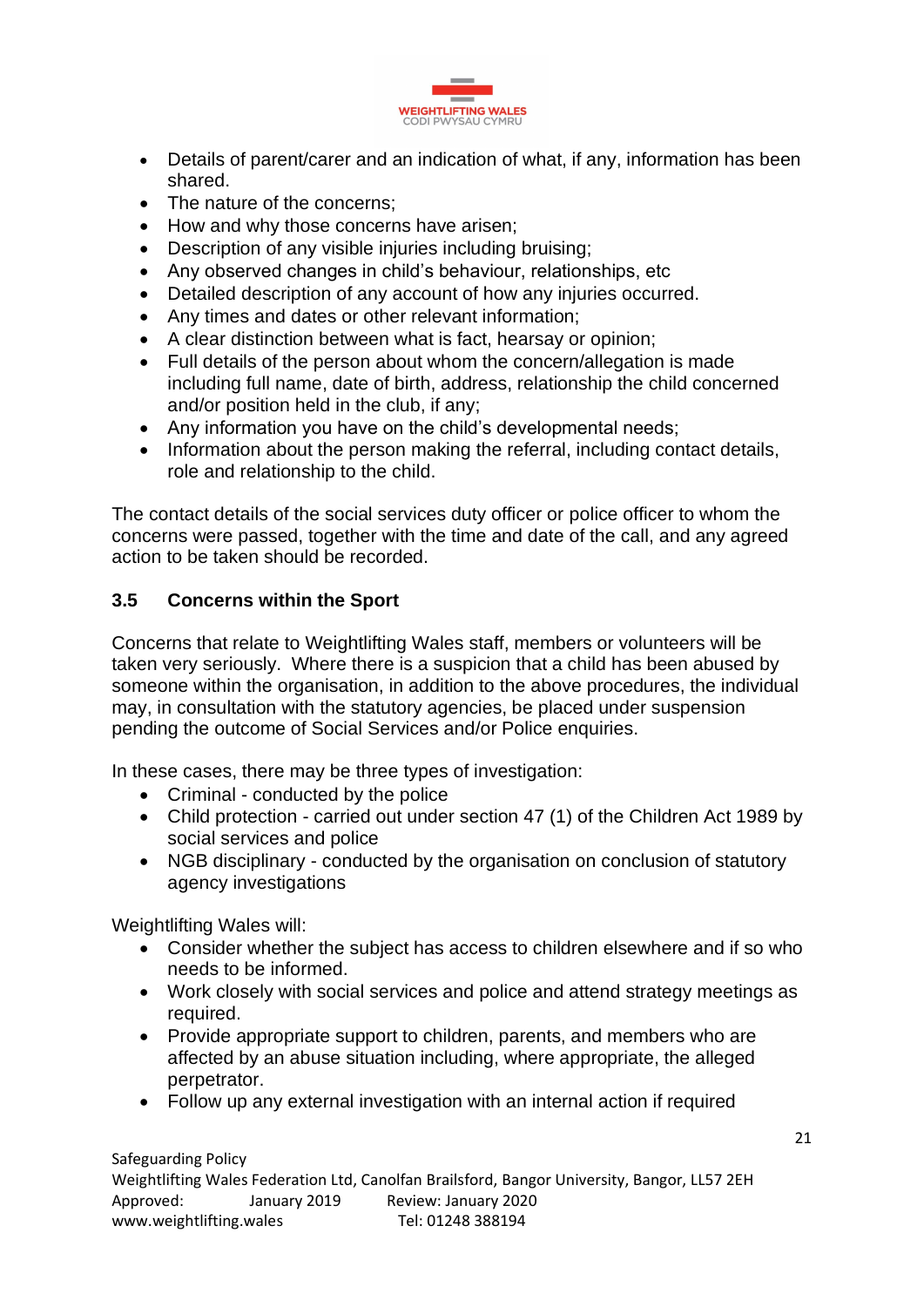- Details of parent/carer and an indication of what, if any, information has been shared.
- The nature of the concerns;
- How and why those concerns have arisen;
- Description of any visible injuries including bruising;
- Any observed changes in child's behaviour, relationships, etc
- Detailed description of any account of how any injuries occurred.
- Any times and dates or other relevant information;
- A clear distinction between what is fact, hearsay or opinion;
- Full details of the person about whom the concern/allegation is made including full name, date of birth, address, relationship the child concerned and/or position held in the club, if any;
- Any information you have on the child's developmental needs;
- Information about the person making the referral, including contact details, role and relationship to the child.

The contact details of the social services duty officer or police officer to whom the concerns were passed, together with the time and date of the call, and any agreed action to be taken should be recorded.

### 3.5 Concerns within the Sport

Concerns that relate to Weightlifting Wales staff, members or volunteers will be taken very seriously. Where there is a suspicion that a child has been abused by someone within the organisation, in addition to the above procedures, the individual may, in consultation with the statutory agencies, be placed under suspension pending the outcome of Social Services and/or Police enquiries.

In these cases, there may be three types of investigation:

- Criminal - conducted by the police
- Child protection - carried out under section 47 (1) of the Children Act 1989 by social services and police
- NGB disciplinary - conducted by the organisation on conclusion of statutory agency investigations

Weightlifting Wales will:

- Consider whether the subject has access to children elsewhere and if so who needs to be informed.
- Work closely with social services and police and attend strategy meetings as required.
- Provide appropriate support to children, parents, and members who are affected by an abuse situation including, where appropriate, the alleged perpetrator.
- Follow up any external investigation with an internal action if required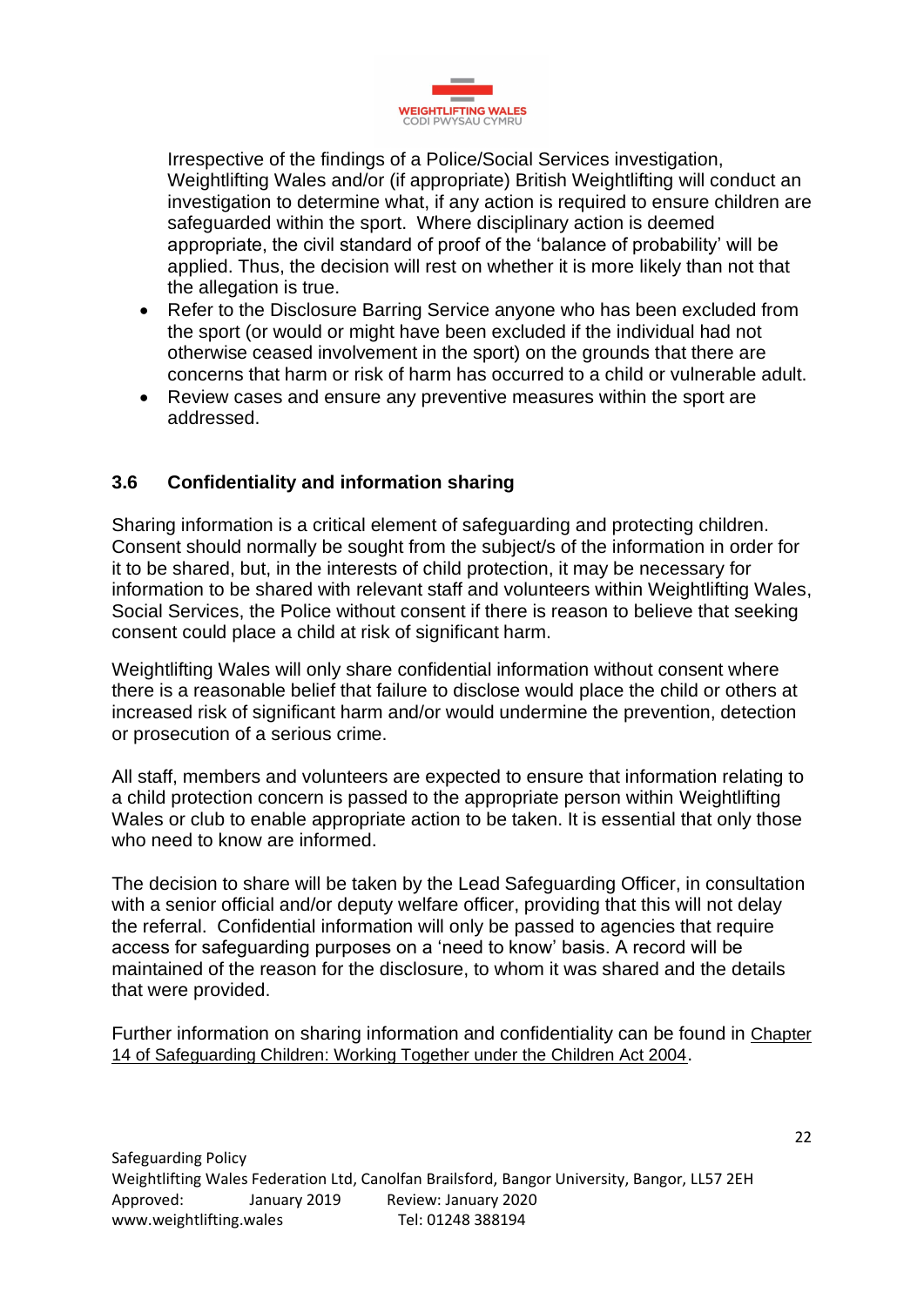Irrespective of the findings of a Police/Social Services investigation, Weightlifting Wales and/or (if appropriate) British Weightlifting will conduct an investigation to determine what, if any action is required to ensure children are safeguarded within the sport. Where disciplinary action is deemed appropriate, the civil standard of proof of the 'balance of probability' will be applied. Thus, the decision will rest on whether it is more likely than not that the allegation is true.

- Refer to the Disclosure Barring Service anyone who has been excluded from the sport (or would or might have been excluded if the individual had not otherwise ceased involvement in the sport) on the grounds that there are concerns that harm or risk of harm has occurred to a child or vulnerable adult.
- Review cases and ensure any preventive measures within the sport are addressed.

### 3.6 Confidentiality and information sharing

Sharing information is a critical element of safeguarding and protecting children. Consent should normally be sought from the subject/s of the information in order for it to be shared, but, in the interests of child protection, it may be necessary for information to be shared with relevant staff and volunteers within Weightlifting Wales, Social Services, the Police without consent if there is reason to believe that seeking consent could place a child at risk of significant harm.

Weightlifting Wales will only share confidential information without consent where there is a reasonable belief that failure to disclose would place the child or others at increased risk of significant harm and/or would undermine the prevention, detection or prosecution of a serious crime.

All staff, members and volunteers are expected to ensure that information relating to a child protection concern is passed to the appropriate person within Weightlifting Wales or club to enable appropriate action to be taken. It is essential that only those who need to know are informed.

The decision to share will be taken by the Lead Safeguarding Officer, in consultation with a senior official and/or deputy welfare officer, providing that this will not delay the referral. Confidential information will only be passed to agencies that require access for safeguarding purposes on a 'need to know' basis. A record will be maintained of the reason for the disclosure, to whom it was shared and the details that were provided.

Further information on sharing information and confidentiality can be found in Chapter 14 of Safeguarding Children: Working Together under the Children Act 2004.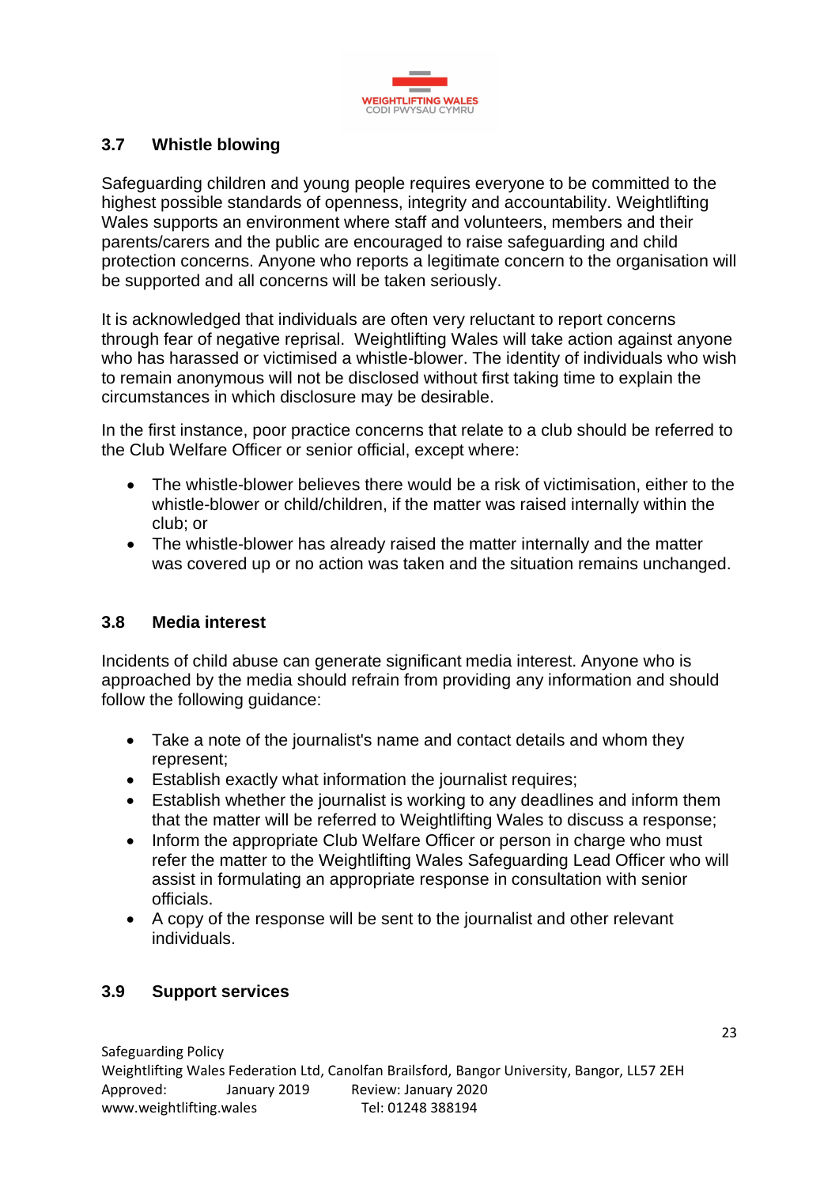### 3.7 Whistle blowing

Safeguarding children and young people requires everyone to be committed to the highest possible standards of openness, integrity and accountability. Weightlifting Wales supports an environment where staff and volunteers, members and their parents/carers and the public are encouraged to raise safeguarding and child protection concerns. Anyone who reports a legitimate concern to the organisation will be supported and all concerns will be taken seriously.

It is acknowledged that individuals are often very reluctant to report concerns through fear of negative reprisal. Weightlifting Wales will take action against anyone who has harassed or victimised a whistle-blower. The identity of individuals who wish to remain anonymous will not be disclosed without first taking time to explain the circumstances in which disclosure may be desirable.

In the first instance, poor practice concerns that relate to a club should be referred to the Club Welfare Officer or senior official, except where:

- The whistle-blower believes there would be a risk of victimisation, either to the whistle-blower or child/children, if the matter was raised internally within the club; or
- The whistle-blower has already raised the matter internally and the matter was covered up or no action was taken and the situation remains unchanged.

### 3.8 Media interest

Incidents of child abuse can generate significant media interest. Anyone who is approached by the media should refrain from providing any information and should follow the following guidance:

- Take a note of the journalist's name and contact details and whom they represent;
- Establish exactly what information the journalist requires;
- Establish whether the journalist is working to any deadlines and inform them that the matter will be referred to Weightlifting Wales to discuss a response;
- Inform the appropriate Club Welfare Officer or person in charge who must refer the matter to the Weightlifting Wales Safeguarding Lead Officer who will assist in formulating an appropriate response in consultation with senior officials.
- A copy of the response will be sent to the journalist and other relevant individuals.

### 3.9 Support services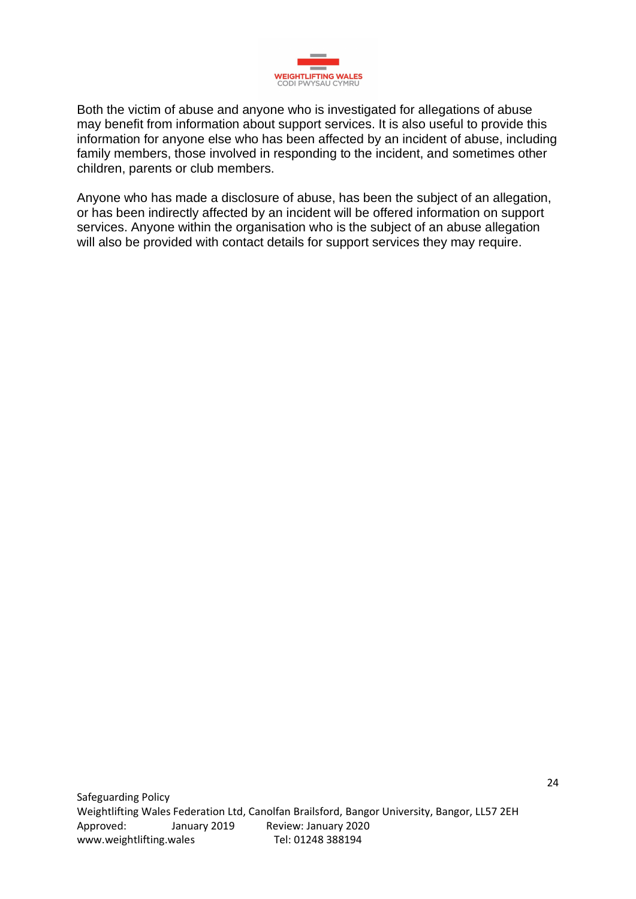Both the victim of abuse and anyone who is investigated for allegations of abuse may benefit from information about support services. It is also useful to provide this information for anyone else who has been affected by an incident of abuse, including family members, those involved in responding to the incident, and sometimes other children, parents or club members.

Anyone who has made a disclosure of abuse, has been the subject of an allegation, or has been indirectly affected by an incident will be offered information on support services. Anyone within the organisation who is the subject of an abuse allegation will also be provided with contact details for support services they may require.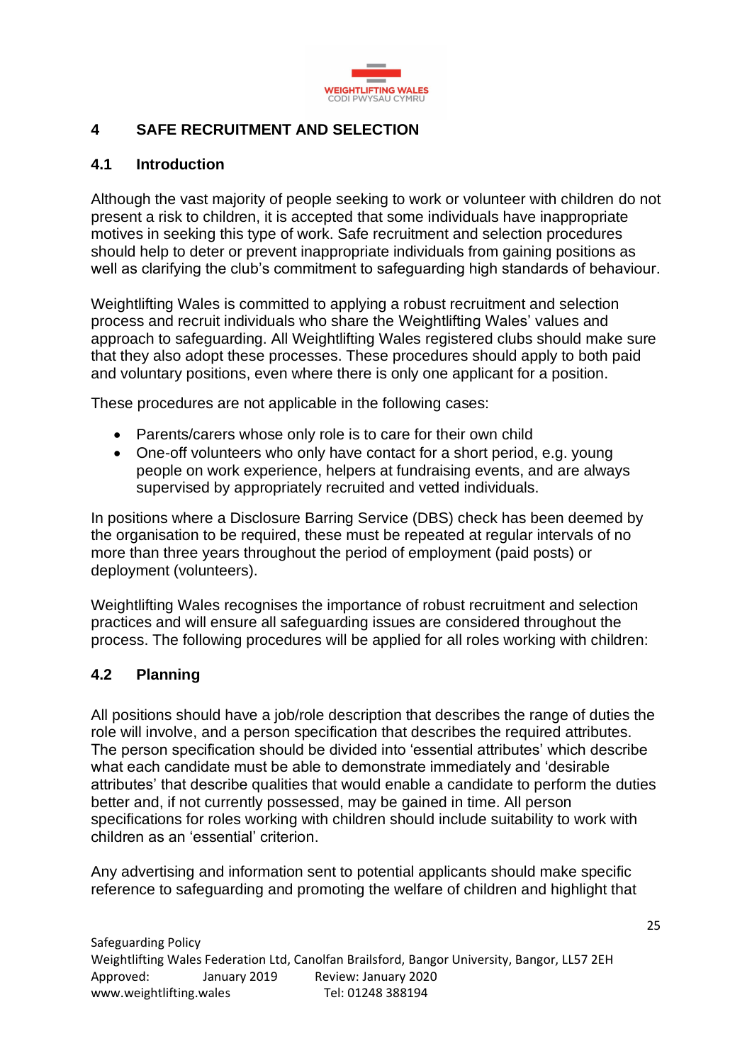## 4 SAFE RECRUITMENT AND SELECTION

### 4.1 Introduction

Although the vast majority of people seeking to work or volunteer with children do not present a risk to children, it is accepted that some individuals have inappropriate motives in seeking this type of work. Safe recruitment and selection procedures should help to deter or prevent inappropriate individuals from gaining positions as well as clarifying the club's commitment to safeguarding high standards of behaviour.

Weightlifting Wales is committed to applying a robust recruitment and selection process and recruit individuals who share the Weightlifting Wales' values and approach to safeguarding. All Weightlifting Wales registered clubs should make sure that they also adopt these processes. These procedures should apply to both paid and voluntary positions, even where there is only one applicant for a position.

These procedures are not applicable in the following cases:

- Parents/carers whose only role is to care for their own child
- One-off volunteers who only have contact for a short period, e.g. young people on work experience, helpers at fundraising events, and are always supervised by appropriately recruited and vetted individuals.

In positions where a Disclosure Barring Service (DBS) check has been deemed by the organisation to be required, these must be repeated at regular intervals of no more than three years throughout the period of employment (paid posts) or deployment (volunteers).

Weightlifting Wales recognises the importance of robust recruitment and selection practices and will ensure all safeguarding issues are considered throughout the process. The following procedures will be applied for all roles working with children:

### 4.2 Planning

All positions should have a job/role description that describes the range of duties the role will involve, and a person specification that describes the required attributes. The person specification should be divided into 'essential attributes' which describe what each candidate must be able to demonstrate immediately and 'desirable attributes' that describe qualities that would enable a candidate to perform the duties better and, if not currently possessed, may be gained in time. All person specifications for roles working with children should include suitability to work with children as an 'essential' criterion.

Any advertising and information sent to potential applicants should make specific reference to safeguarding and promoting the welfare of children and highlight that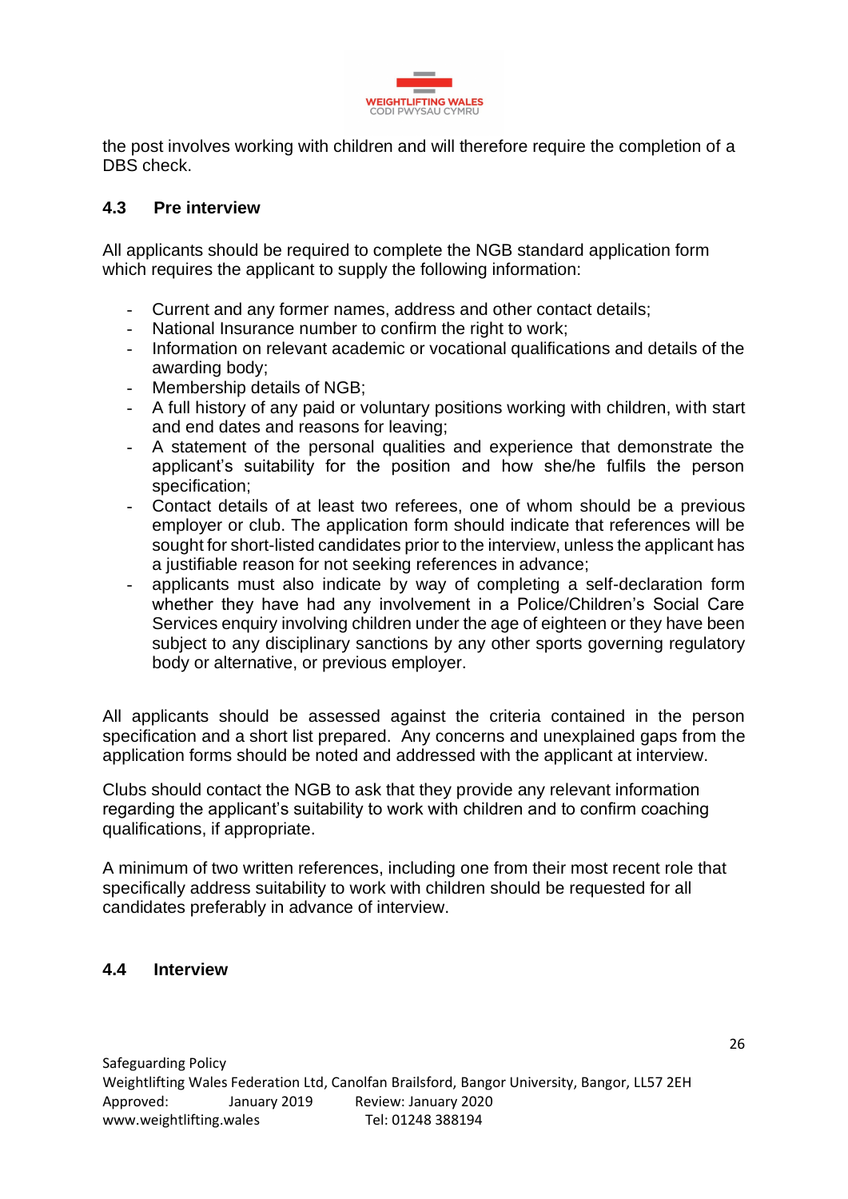the post involves working with children and will therefore require the completion of a DBS check.

### 4.3 Pre interview

All applicants should be required to complete the NGB standard application form which requires the applicant to supply the following information:

- Current and any former names, address and other contact details;
- National Insurance number to confirm the right to work;
- Information on relevant academic or vocational qualifications and details of the awarding body;
- Membership details of NGB;
- A full history of any paid or voluntary positions working with children, with start and end dates and reasons for leaving;
- A statement of the personal qualities and experience that demonstrate the applicant's suitability for the position and how she/he fulfils the person specification;
- Contact details of at least two referees, one of whom should be a previous employer or club. The application form should indicate that references will be sought for short-listed candidates prior to the interview, unless the applicant has a justifiable reason for not seeking references in advance;
- applicants must also indicate by way of completing a self-declaration form whether they have had any involvement in a Police/Children's Social Care Services enquiry involving children under the age of eighteen or they have been subject to any disciplinary sanctions by any other sports governing regulatory body or alternative, or previous employer.

All applicants should be assessed against the criteria contained in the person specification and a short list prepared. Any concerns and unexplained gaps from the application forms should be noted and addressed with the applicant at interview.

Clubs should contact the NGB to ask that they provide any relevant information regarding the applicant's suitability to work with children and to confirm coaching qualifications, if appropriate.

A minimum of two written references, including one from their most recent role that specifically address suitability to work with children should be requested for all candidates preferably in advance of interview.

### 4.4 Interview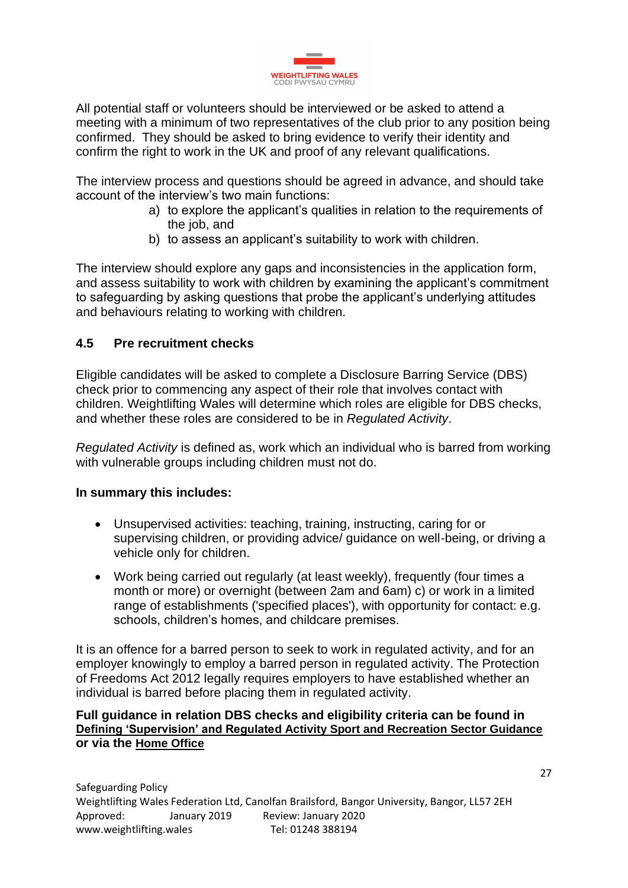All potential staff or volunteers should be interviewed or be asked to attend a meeting with a minimum of two representatives of the club prior to any position being confirmed. They should be asked to bring evidence to verify their identity and confirm the right to work in the UK and proof of any relevant qualifications.

The interview process and questions should be agreed in advance, and should take account of the interview's two main functions:

a) to explore the applicant's qualities in relation to the requirements of the job, and
b) to assess an applicant's suitability to work with children.

The interview should explore any gaps and inconsistencies in the application form, and assess suitability to work with children by examining the applicant's commitment to safeguarding by asking questions that probe the applicant's underlying attitudes and behaviours relating to working with children.

## 4.5 Pre recruitment checks

Eligible candidates will be asked to complete a Disclosure Barring Service (DBS) check prior to commencing any aspect of their role that involves contact with children. Weightlifting Wales will determine which roles are eligible for DBS checks, and whether these roles are considered to be in *Regulated Activity*.

*Regulated Activity* is defined as, work which an individual who is barred from working with vulnerable groups including children must not do.

**In summary this includes:**

- Unsupervised activities: teaching, training, instructing, caring for or supervising children, or providing advice/ guidance on well-being, or driving a vehicle only for children.
- Work being carried out regularly (at least weekly), frequently (four times a month or more) or overnight (between 2am and 6am) c) or work in a limited range of establishments ('specified places'), with opportunity for contact: e.g. schools, children's homes, and childcare premises.

It is an offence for a barred person to seek to work in regulated activity, and for an employer knowingly to employ a barred person in regulated activity. The Protection of Freedoms Act 2012 legally requires employers to have established whether an individual is barred before placing them in regulated activity.

**Full guidance in relation DBS checks and eligibility criteria can be found in Defining 'Supervision' and Regulated Activity Sport and Recreation Sector Guidance or via the Home Office**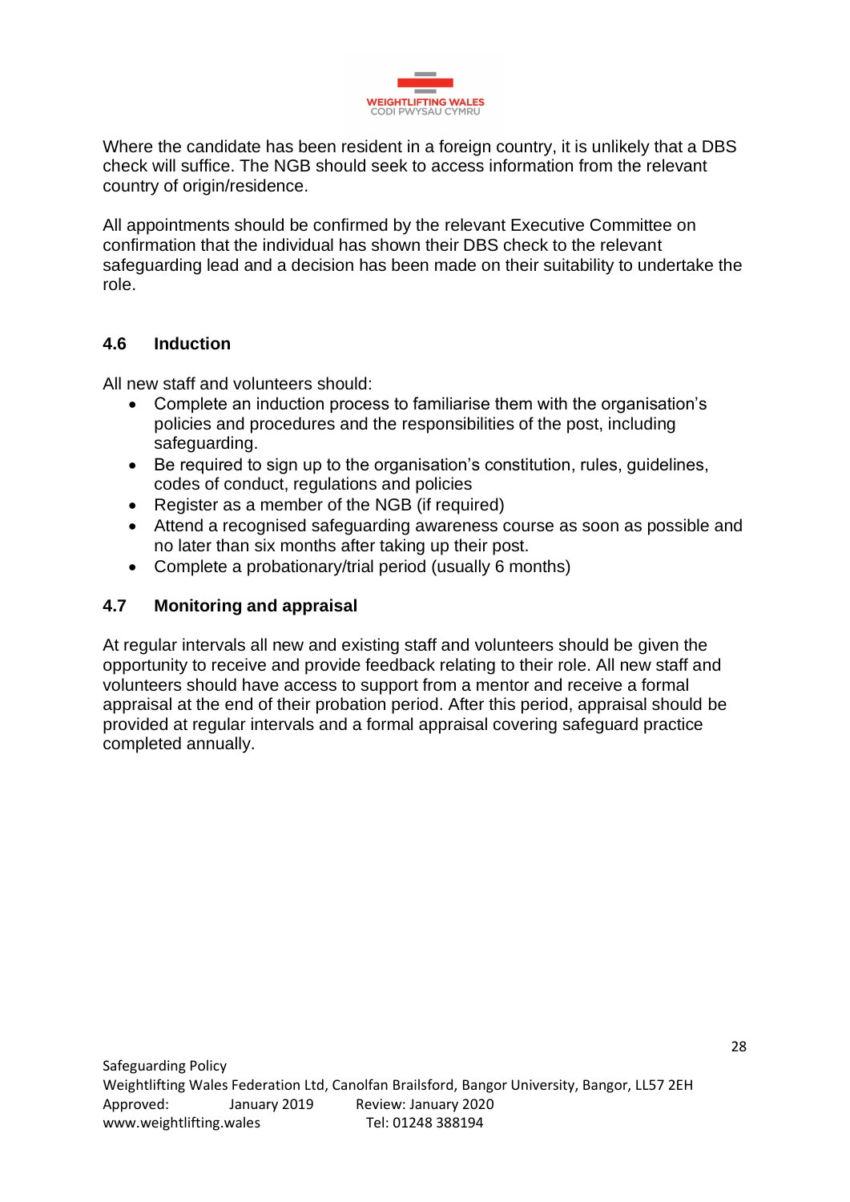Where the candidate has been resident in a foreign country, it is unlikely that a DBS check will suffice. The NGB should seek to access information from the relevant country of origin/residence.

All appointments should be confirmed by the relevant Executive Committee on confirmation that the individual has shown their DBS check to the relevant safeguarding lead and a decision has been made on their suitability to undertake the role.

### 4.6 Induction

All new staff and volunteers should:

- Complete an induction process to familiarise them with the organisation's policies and procedures and the responsibilities of the post, including safeguarding.
- Be required to sign up to the organisation's constitution, rules, guidelines, codes of conduct, regulations and policies
- Register as a member of the NGB (if required)
- Attend a recognised safeguarding awareness course as soon as possible and no later than six months after taking up their post.
- Complete a probationary/trial period (usually 6 months)

### 4.7 Monitoring and appraisal

At regular intervals all new and existing staff and volunteers should be given the opportunity to receive and provide feedback relating to their role. All new staff and volunteers should have access to support from a mentor and receive a formal appraisal at the end of their probation period. After this period, appraisal should be provided at regular intervals and a formal appraisal covering safeguard practice completed annually.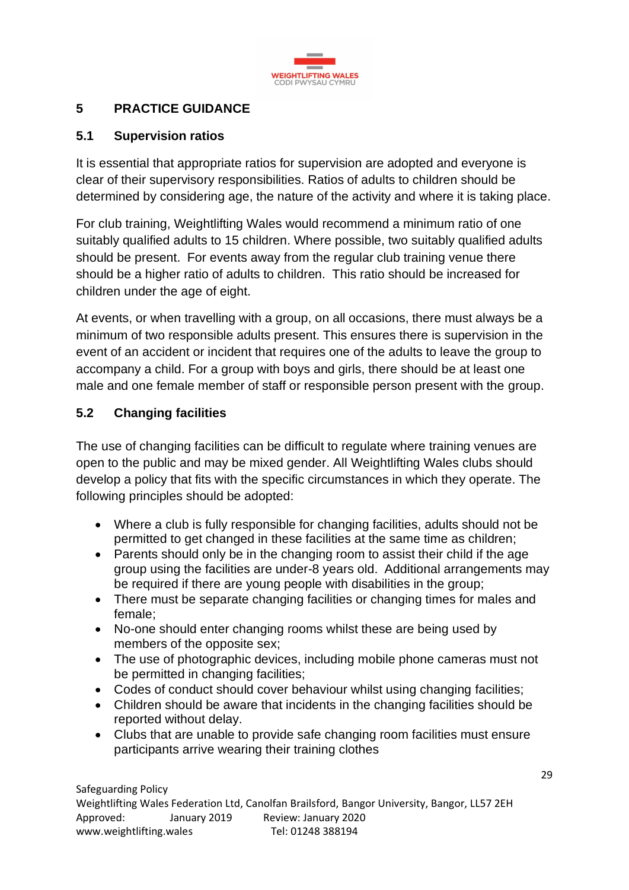## 5 PRACTICE GUIDANCE

### 5.1 Supervision ratios

It is essential that appropriate ratios for supervision are adopted and everyone is clear of their supervisory responsibilities. Ratios of adults to children should be determined by considering age, the nature of the activity and where it is taking place.

For club training, Weightlifting Wales would recommend a minimum ratio of one suitably qualified adults to 15 children. Where possible, two suitably qualified adults should be present. For events away from the regular club training venue there should be a higher ratio of adults to children. This ratio should be increased for children under the age of eight.

At events, or when travelling with a group, on all occasions, there must always be a minimum of two responsible adults present. This ensures there is supervision in the event of an accident or incident that requires one of the adults to leave the group to accompany a child. For a group with boys and girls, there should be at least one male and one female member of staff or responsible person present with the group.

### 5.2 Changing facilities

The use of changing facilities can be difficult to regulate where training venues are open to the public and may be mixed gender. All Weightlifting Wales clubs should develop a policy that fits with the specific circumstances in which they operate. The following principles should be adopted:

- Where a club is fully responsible for changing facilities, adults should not be permitted to get changed in these facilities at the same time as children;
- Parents should only be in the changing room to assist their child if the age group using the facilities are under-8 years old. Additional arrangements may be required if there are young people with disabilities in the group;
- There must be separate changing facilities or changing times for males and female;
- No-one should enter changing rooms whilst these are being used by members of the opposite sex;
- The use of photographic devices, including mobile phone cameras must not be permitted in changing facilities;
- Codes of conduct should cover behaviour whilst using changing facilities;
- Children should be aware that incidents in the changing facilities should be reported without delay.
- Clubs that are unable to provide safe changing room facilities must ensure participants arrive wearing their training clothes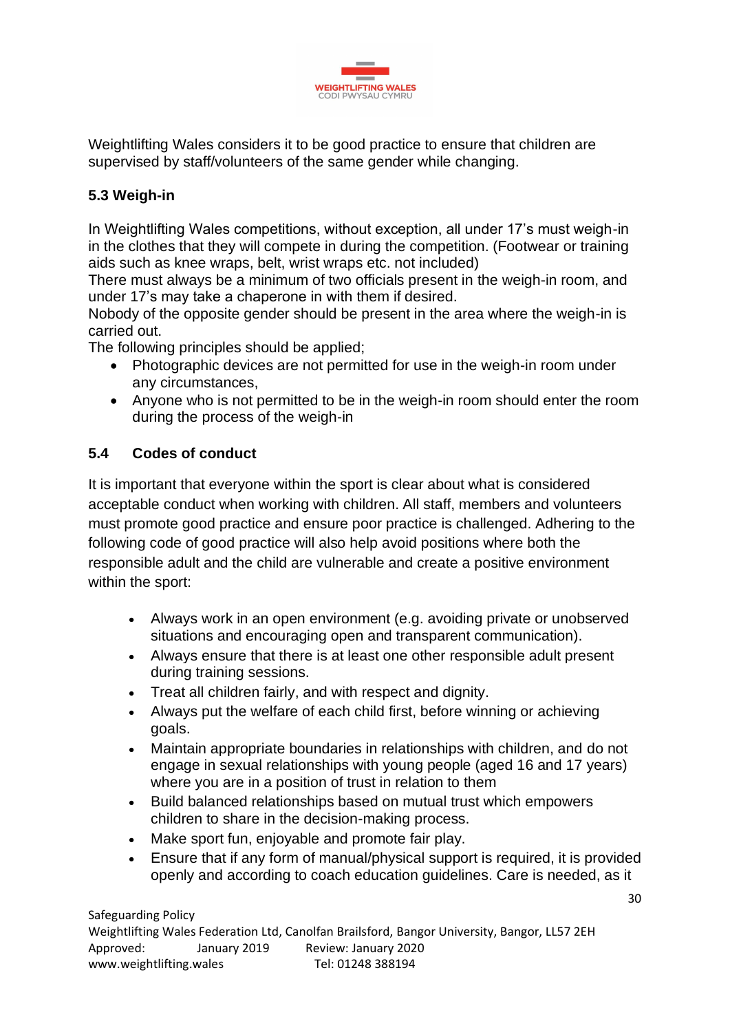Weightlifting Wales considers it to be good practice to ensure that children are supervised by staff/volunteers of the same gender while changing.

### 5.3 Weigh-in

In Weightlifting Wales competitions, without exception, all under 17's must weigh-in in the clothes that they will compete in during the competition. (Footwear or training aids such as knee wraps, belt, wrist wraps etc. not included)
There must always be a minimum of two officials present in the weigh-in room, and under 17's may take a chaperone in with them if desired.
Nobody of the opposite gender should be present in the area where the weigh-in is carried out.
The following principles should be applied;

- Photographic devices are not permitted for use in the weigh-in room under any circumstances,
- Anyone who is not permitted to be in the weigh-in room should enter the room during the process of the weigh-in

### 5.4 Codes of conduct

It is important that everyone within the sport is clear about what is considered acceptable conduct when working with children. All staff, members and volunteers must promote good practice and ensure poor practice is challenged. Adhering to the following code of good practice will also help avoid positions where both the responsible adult and the child are vulnerable and create a positive environment within the sport:

- Always work in an open environment (e.g. avoiding private or unobserved situations and encouraging open and transparent communication).
- Always ensure that there is at least one other responsible adult present during training sessions.
- Treat all children fairly, and with respect and dignity.
- Always put the welfare of each child first, before winning or achieving goals.
- Maintain appropriate boundaries in relationships with children, and do not engage in sexual relationships with young people (aged 16 and 17 years) where you are in a position of trust in relation to them
- Build balanced relationships based on mutual trust which empowers children to share in the decision-making process.
- Make sport fun, enjoyable and promote fair play.
- Ensure that if any form of manual/physical support is required, it is provided openly and according to coach education guidelines. Care is needed, as it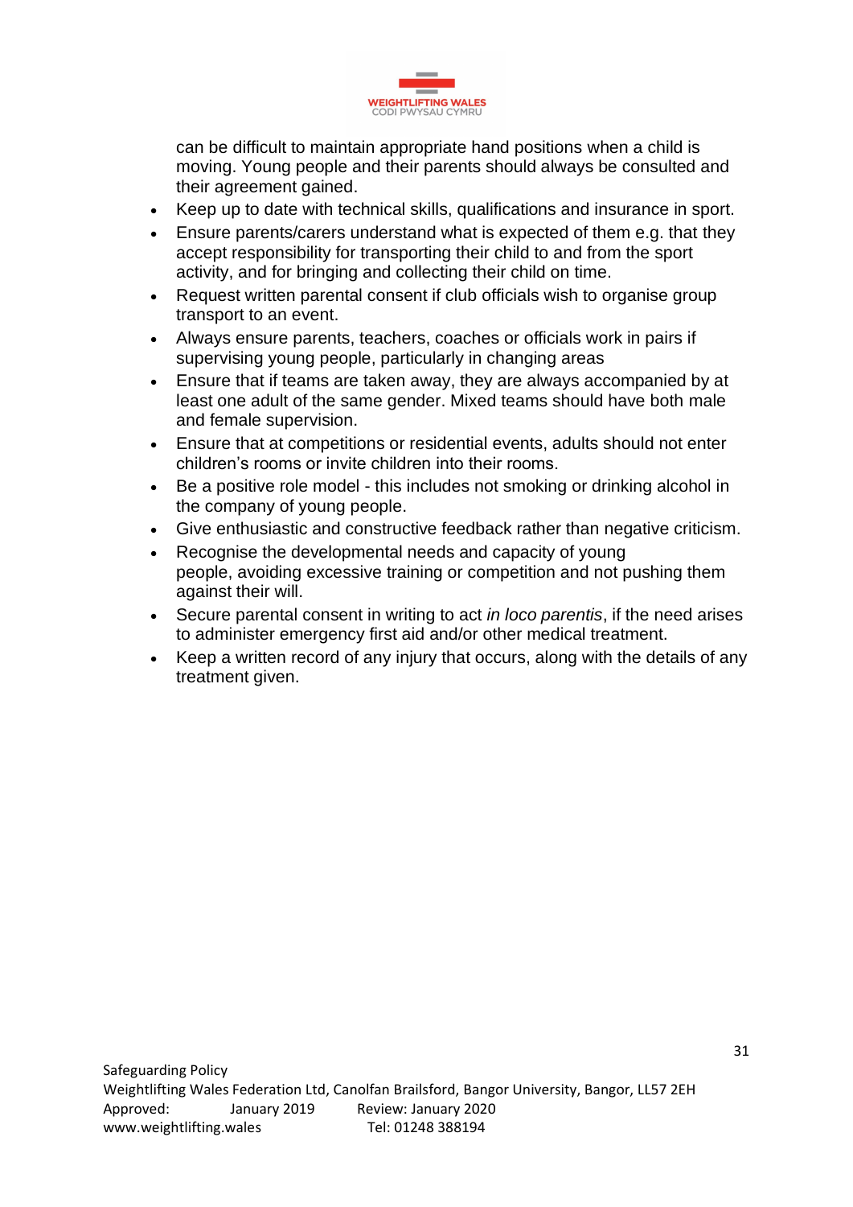can be difficult to maintain appropriate hand positions when a child is moving. Young people and their parents should always be consulted and their agreement gained.

- Keep up to date with technical skills, qualifications and insurance in sport.
- Ensure parents/carers understand what is expected of them e.g. that they accept responsibility for transporting their child to and from the sport activity, and for bringing and collecting their child on time.
- Request written parental consent if club officials wish to organise group transport to an event.
- Always ensure parents, teachers, coaches or officials work in pairs if supervising young people, particularly in changing areas
- Ensure that if teams are taken away, they are always accompanied by at least one adult of the same gender. Mixed teams should have both male and female supervision.
- Ensure that at competitions or residential events, adults should not enter children's rooms or invite children into their rooms.
- Be a positive role model - this includes not smoking or drinking alcohol in the company of young people.
- Give enthusiastic and constructive feedback rather than negative criticism.
- Recognise the developmental needs and capacity of young people, avoiding excessive training or competition and not pushing them against their will.
- Secure parental consent in writing to act *in loco parentis*, if the need arises to administer emergency first aid and/or other medical treatment.
- Keep a written record of any injury that occurs, along with the details of any treatment given.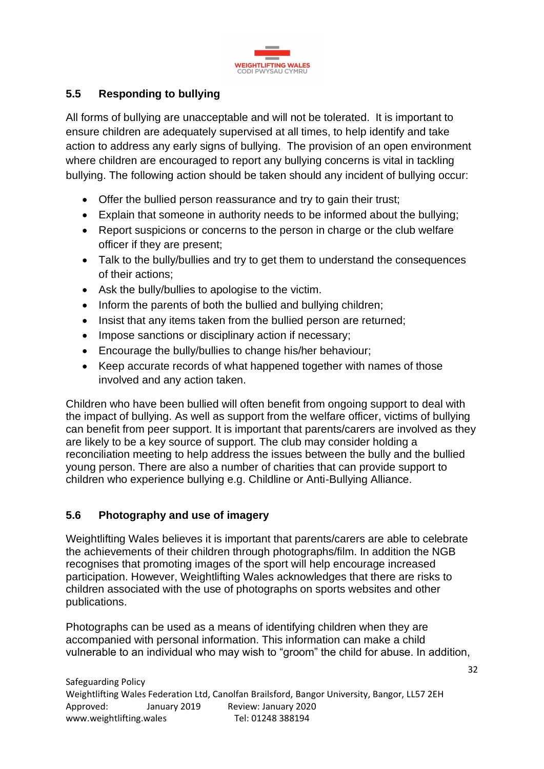## 5.5 Responding to bullying

All forms of bullying are unacceptable and will not be tolerated. It is important to ensure children are adequately supervised at all times, to help identify and take action to address any early signs of bullying. The provision of an open environment where children are encouraged to report any bullying concerns is vital in tackling bullying. The following action should be taken should any incident of bullying occur:

- Offer the bullied person reassurance and try to gain their trust;
- Explain that someone in authority needs to be informed about the bullying;
- Report suspicions or concerns to the person in charge or the club welfare officer if they are present;
- Talk to the bully/bullies and try to get them to understand the consequences of their actions;
- Ask the bully/bullies to apologise to the victim.
- Inform the parents of both the bullied and bullying children;
- Insist that any items taken from the bullied person are returned;
- Impose sanctions or disciplinary action if necessary;
- Encourage the bully/bullies to change his/her behaviour;
- Keep accurate records of what happened together with names of those involved and any action taken.

Children who have been bullied will often benefit from ongoing support to deal with the impact of bullying. As well as support from the welfare officer, victims of bullying can benefit from peer support. It is important that parents/carers are involved as they are likely to be a key source of support. The club may consider holding a reconciliation meeting to help address the issues between the bully and the bullied young person. There are also a number of charities that can provide support to children who experience bullying e.g. Childline or Anti-Bullying Alliance.

## 5.6 Photography and use of imagery

Weightlifting Wales believes it is important that parents/carers are able to celebrate the achievements of their children through photographs/film. In addition the NGB recognises that promoting images of the sport will help encourage increased participation. However, Weightlifting Wales acknowledges that there are risks to children associated with the use of photographs on sports websites and other publications.

Photographs can be used as a means of identifying children when they are accompanied with personal information. This information can make a child vulnerable to an individual who may wish to "groom" the child for abuse. In addition,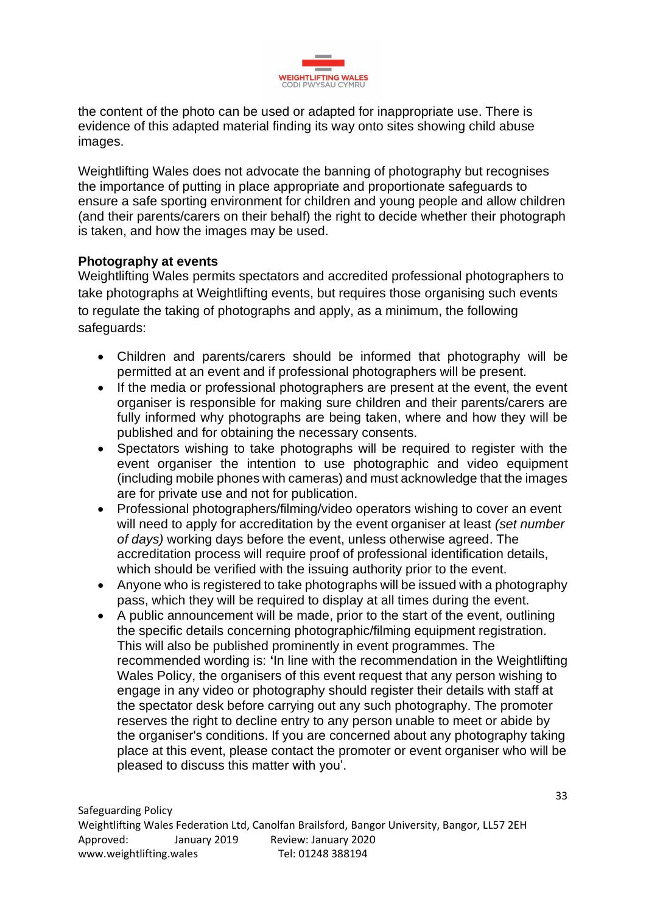the content of the photo can be used or adapted for inappropriate use. There is evidence of this adapted material finding its way onto sites showing child abuse images.

Weightlifting Wales does not advocate the banning of photography but recognises the importance of putting in place appropriate and proportionate safeguards to ensure a safe sporting environment for children and young people and allow children (and their parents/carers on their behalf) the right to decide whether their photograph is taken, and how the images may be used.

**Photography at events**

Weightlifting Wales permits spectators and accredited professional photographers to take photographs at Weightlifting events, but requires those organising such events to regulate the taking of photographs and apply, as a minimum, the following safeguards:

- Children and parents/carers should be informed that photography will be permitted at an event and if professional photographers will be present.
- If the media or professional photographers are present at the event, the event organiser is responsible for making sure children and their parents/carers are fully informed why photographs are being taken, where and how they will be published and for obtaining the necessary consents.
- Spectators wishing to take photographs will be required to register with the event organiser the intention to use photographic and video equipment (including mobile phones with cameras) and must acknowledge that the images are for private use and not for publication.
- Professional photographers/filming/video operators wishing to cover an event will need to apply for accreditation by the event organiser at least *(set number of days)* working days before the event, unless otherwise agreed. The accreditation process will require proof of professional identification details, which should be verified with the issuing authority prior to the event.
- Anyone who is registered to take photographs will be issued with a photography pass, which they will be required to display at all times during the event.
- A public announcement will be made, prior to the start of the event, outlining the specific details concerning photographic/filming equipment registration. This will also be published prominently in event programmes. The recommended wording is: 'In line with the recommendation in the Weightlifting Wales Policy, the organisers of this event request that any person wishing to engage in any video or photography should register their details with staff at the spectator desk before carrying out any such photography. The promoter reserves the right to decline entry to any person unable to meet or abide by the organiser's conditions. If you are concerned about any photography taking place at this event, please contact the promoter or event organiser who will be pleased to discuss this matter with you'.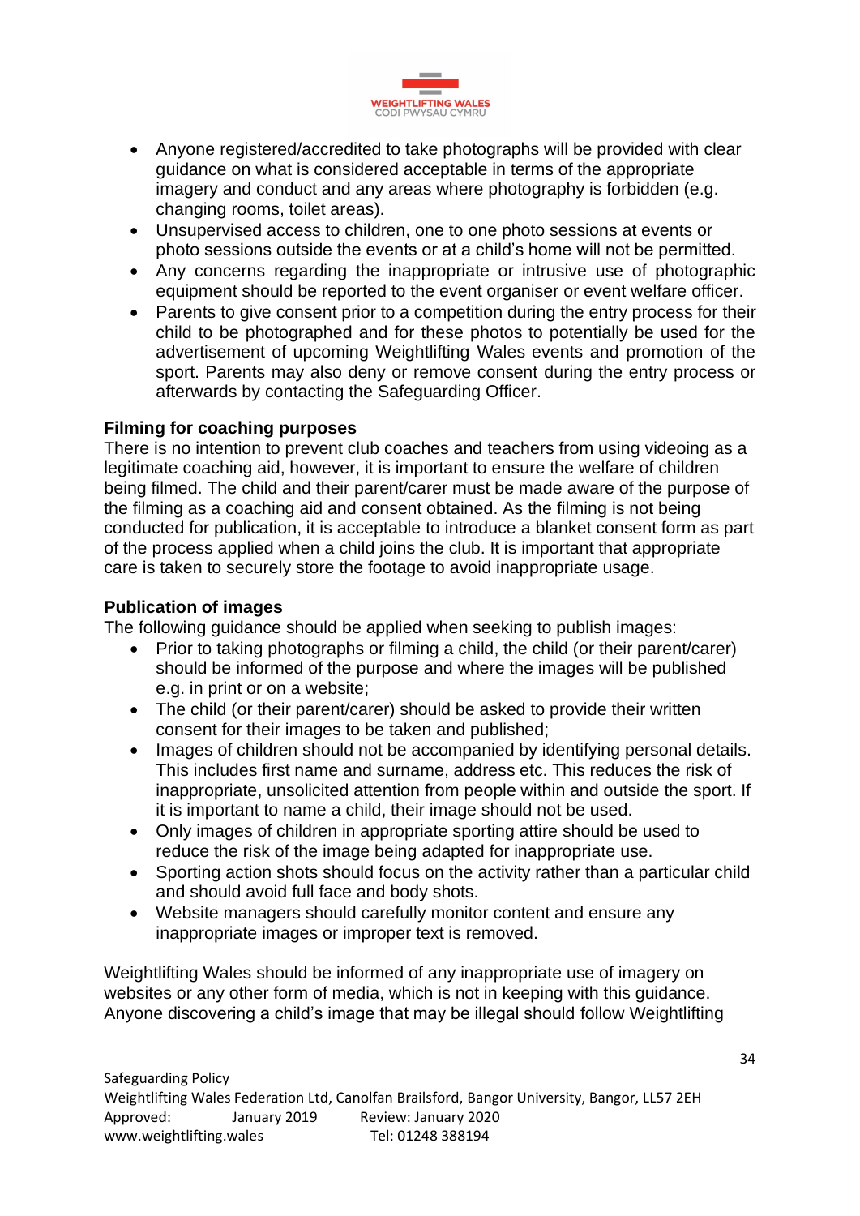- Anyone registered/accredited to take photographs will be provided with clear guidance on what is considered acceptable in terms of the appropriate imagery and conduct and any areas where photography is forbidden (e.g. changing rooms, toilet areas).
- Unsupervised access to children, one to one photo sessions at events or photo sessions outside the events or at a child's home will not be permitted.
- Any concerns regarding the inappropriate or intrusive use of photographic equipment should be reported to the event organiser or event welfare officer.
- Parents to give consent prior to a competition during the entry process for their child to be photographed and for these photos to potentially be used for the advertisement of upcoming Weightlifting Wales events and promotion of the sport. Parents may also deny or remove consent during the entry process or afterwards by contacting the Safeguarding Officer.

**Filming for coaching purposes**

There is no intention to prevent club coaches and teachers from using videoing as a legitimate coaching aid, however, it is important to ensure the welfare of children being filmed. The child and their parent/carer must be made aware of the purpose of the filming as a coaching aid and consent obtained. As the filming is not being conducted for publication, it is acceptable to introduce a blanket consent form as part of the process applied when a child joins the club. It is important that appropriate care is taken to securely store the footage to avoid inappropriate usage.

**Publication of images**

The following guidance should be applied when seeking to publish images:

- Prior to taking photographs or filming a child, the child (or their parent/carer) should be informed of the purpose and where the images will be published e.g. in print or on a website;
- The child (or their parent/carer) should be asked to provide their written consent for their images to be taken and published;
- Images of children should not be accompanied by identifying personal details. This includes first name and surname, address etc. This reduces the risk of inappropriate, unsolicited attention from people within and outside the sport. If it is important to name a child, their image should not be used.
- Only images of children in appropriate sporting attire should be used to reduce the risk of the image being adapted for inappropriate use.
- Sporting action shots should focus on the activity rather than a particular child and should avoid full face and body shots.
- Website managers should carefully monitor content and ensure any inappropriate images or improper text is removed.

Weightlifting Wales should be informed of any inappropriate use of imagery on websites or any other form of media, which is not in keeping with this guidance. Anyone discovering a child's image that may be illegal should follow Weightlifting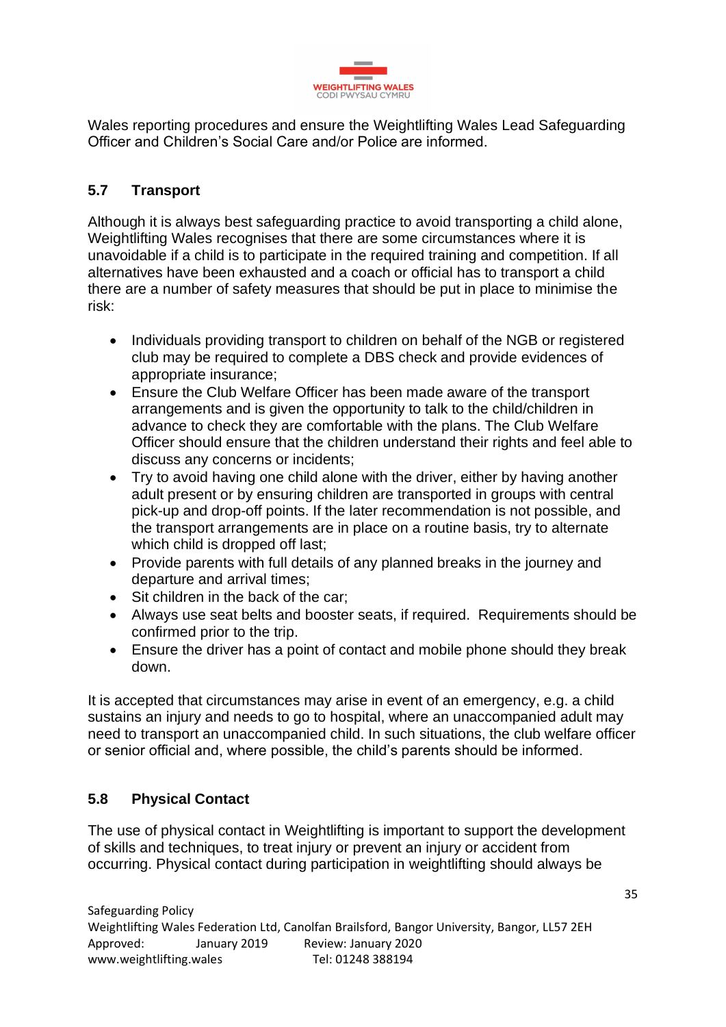Wales reporting procedures and ensure the Weightlifting Wales Lead Safeguarding Officer and Children's Social Care and/or Police are informed.

### 5.7 Transport

Although it is always best safeguarding practice to avoid transporting a child alone, Weightlifting Wales recognises that there are some circumstances where it is unavoidable if a child is to participate in the required training and competition. If all alternatives have been exhausted and a coach or official has to transport a child there are a number of safety measures that should be put in place to minimise the risk:

- Individuals providing transport to children on behalf of the NGB or registered club may be required to complete a DBS check and provide evidences of appropriate insurance;
- Ensure the Club Welfare Officer has been made aware of the transport arrangements and is given the opportunity to talk to the child/children in advance to check they are comfortable with the plans. The Club Welfare Officer should ensure that the children understand their rights and feel able to discuss any concerns or incidents;
- Try to avoid having one child alone with the driver, either by having another adult present or by ensuring children are transported in groups with central pick-up and drop-off points. If the later recommendation is not possible, and the transport arrangements are in place on a routine basis, try to alternate which child is dropped off last;
- Provide parents with full details of any planned breaks in the journey and departure and arrival times;
- Sit children in the back of the car;
- Always use seat belts and booster seats, if required. Requirements should be confirmed prior to the trip.
- Ensure the driver has a point of contact and mobile phone should they break down.

It is accepted that circumstances may arise in event of an emergency, e.g. a child sustains an injury and needs to go to hospital, where an unaccompanied adult may need to transport an unaccompanied child. In such situations, the club welfare officer or senior official and, where possible, the child's parents should be informed.

### 5.8 Physical Contact

The use of physical contact in Weightlifting is important to support the development of skills and techniques, to treat injury or prevent an injury or accident from occurring. Physical contact during participation in weightlifting should always be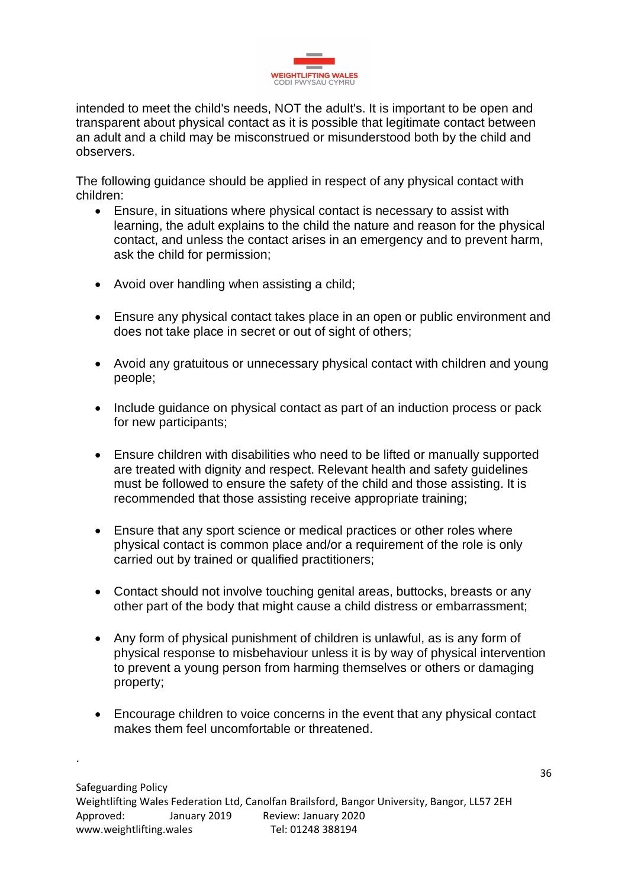intended to meet the child's needs, NOT the adult's. It is important to be open and transparent about physical contact as it is possible that legitimate contact between an adult and a child may be misconstrued or misunderstood both by the child and observers.

The following guidance should be applied in respect of any physical contact with children:

- Ensure, in situations where physical contact is necessary to assist with learning, the adult explains to the child the nature and reason for the physical contact, and unless the contact arises in an emergency and to prevent harm, ask the child for permission;
- Avoid over handling when assisting a child;
- Ensure any physical contact takes place in an open or public environment and does not take place in secret or out of sight of others;
- Avoid any gratuitous or unnecessary physical contact with children and young people;
- Include guidance on physical contact as part of an induction process or pack for new participants;
- Ensure children with disabilities who need to be lifted or manually supported are treated with dignity and respect. Relevant health and safety guidelines must be followed to ensure the safety of the child and those assisting. It is recommended that those assisting receive appropriate training;
- Ensure that any sport science or medical practices or other roles where physical contact is common place and/or a requirement of the role is only carried out by trained or qualified practitioners;
- Contact should not involve touching genital areas, buttocks, breasts or any other part of the body that might cause a child distress or embarrassment;
- Any form of physical punishment of children is unlawful, as is any form of physical response to misbehaviour unless it is by way of physical intervention to prevent a young person from harming themselves or others or damaging property;
- Encourage children to voice concerns in the event that any physical contact makes them feel uncomfortable or threatened.

.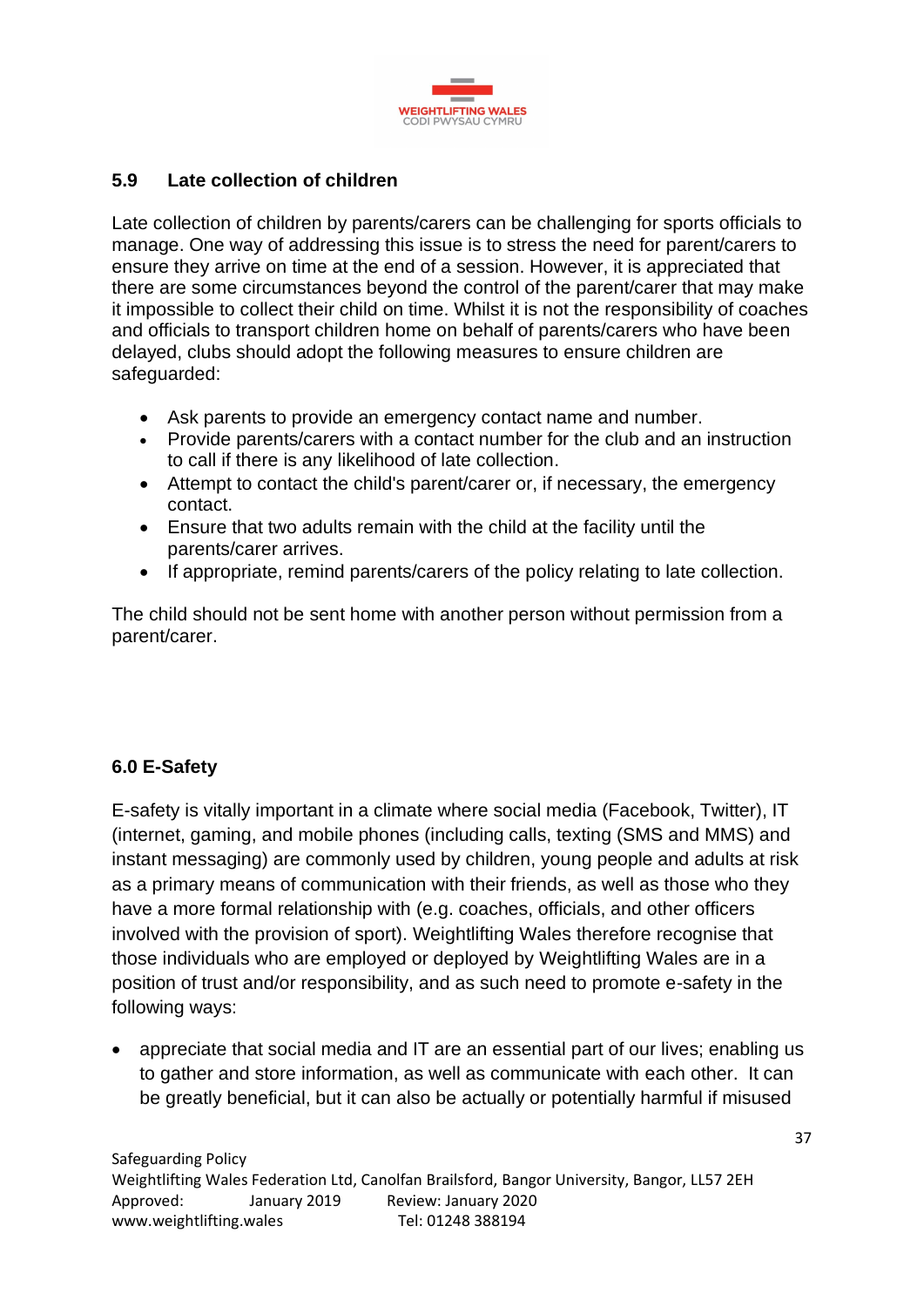### 5.9 Late collection of children

Late collection of children by parents/carers can be challenging for sports officials to manage. One way of addressing this issue is to stress the need for parent/carers to ensure they arrive on time at the end of a session. However, it is appreciated that there are some circumstances beyond the control of the parent/carer that may make it impossible to collect their child on time. Whilst it is not the responsibility of coaches and officials to transport children home on behalf of parents/carers who have been delayed, clubs should adopt the following measures to ensure children are safeguarded:

- Ask parents to provide an emergency contact name and number.
- Provide parents/carers with a contact number for the club and an instruction to call if there is any likelihood of late collection.
- Attempt to contact the child's parent/carer or, if necessary, the emergency contact.
- Ensure that two adults remain with the child at the facility until the parents/carer arrives.
- If appropriate, remind parents/carers of the policy relating to late collection.

The child should not be sent home with another person without permission from a parent/carer.

### 6.0 E-Safety

E-safety is vitally important in a climate where social media (Facebook, Twitter), IT (internet, gaming, and mobile phones (including calls, texting (SMS and MMS) and instant messaging) are commonly used by children, young people and adults at risk as a primary means of communication with their friends, as well as those who they have a more formal relationship with (e.g. coaches, officials, and other officers involved with the provision of sport). Weightlifting Wales therefore recognise that those individuals who are employed or deployed by Weightlifting Wales are in a position of trust and/or responsibility, and as such need to promote e-safety in the following ways:

- appreciate that social media and IT are an essential part of our lives; enabling us to gather and store information, as well as communicate with each other. It can be greatly beneficial, but it can also be actually or potentially harmful if misused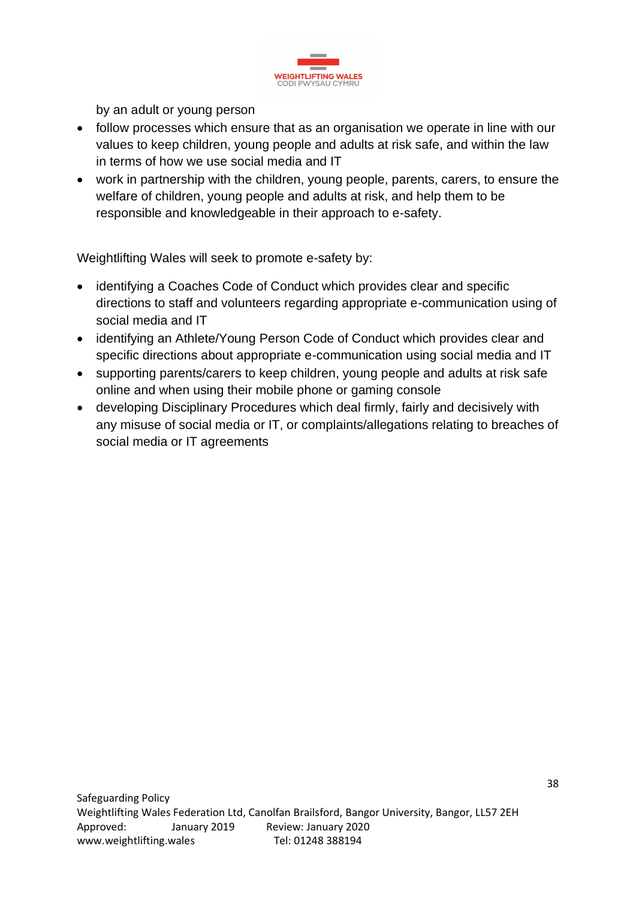by an adult or young person

- follow processes which ensure that as an organisation we operate in line with our values to keep children, young people and adults at risk safe, and within the law in terms of how we use social media and IT
- work in partnership with the children, young people, parents, carers, to ensure the welfare of children, young people and adults at risk, and help them to be responsible and knowledgeable in their approach to e-safety.

Weightlifting Wales will seek to promote e-safety by:

- identifying a Coaches Code of Conduct which provides clear and specific directions to staff and volunteers regarding appropriate e-communication using of social media and IT
- identifying an Athlete/Young Person Code of Conduct which provides clear and specific directions about appropriate e-communication using social media and IT
- supporting parents/carers to keep children, young people and adults at risk safe online and when using their mobile phone or gaming console
- developing Disciplinary Procedures which deal firmly, fairly and decisively with any misuse of social media or IT, or complaints/allegations relating to breaches of social media or IT agreements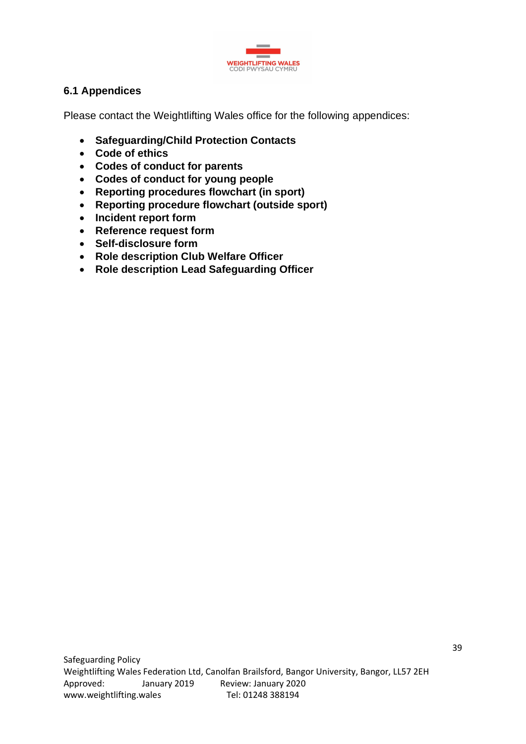### 6.1 Appendices

Please contact the Weightlifting Wales office for the following appendices:

- **Safeguarding/Child Protection Contacts**
- **Code of ethics**
- **Codes of conduct for parents**
- **Codes of conduct for young people**
- **Reporting procedures flowchart (in sport)**
- **Reporting procedure flowchart (outside sport)**
- **Incident report form**
- **Reference request form**
- **Self-disclosure form**
- **Role description Club Welfare Officer**
- **Role description Lead Safeguarding Officer**